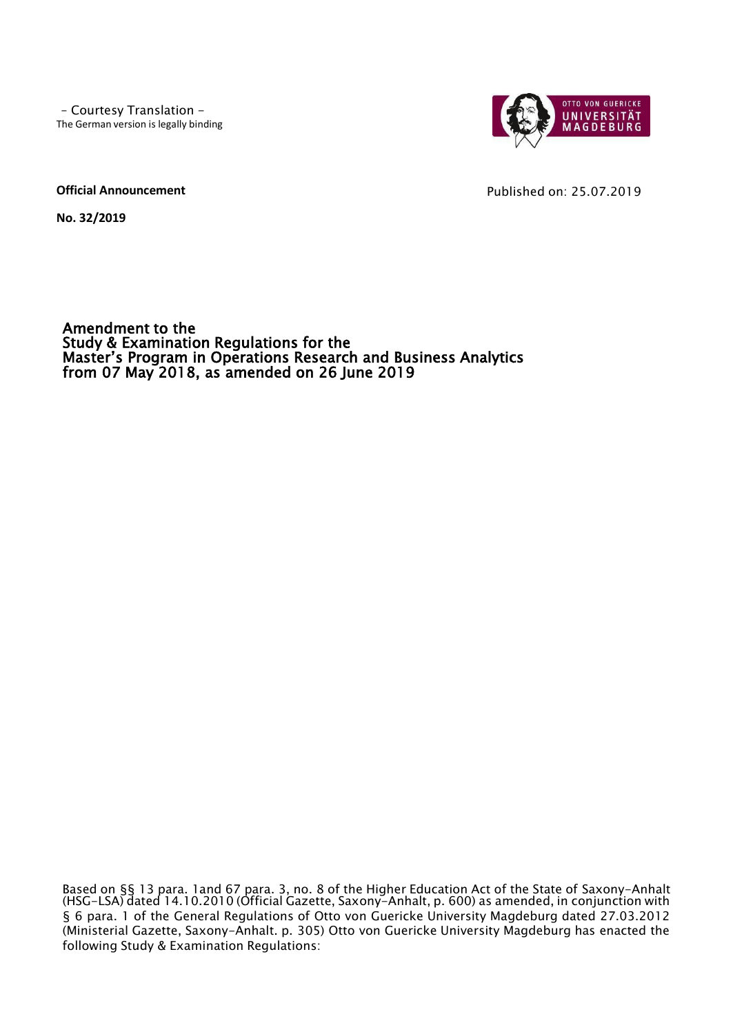– Courtesy Translation –
The German version is legally binding

OTTO VON GUERICKE UNIVERSITÄT MAGDEBURG

**Official Announcement**

Published on: 25.07.2019

**No. 32/2019**

# Amendment to the Study & Examination Regulations for the Master's Program in Operations Research and Business Analytics from 07 May 2018, as amended on 26 June 2019

Based on §§ 13 para. 1and 67 para. 3, no. 8 of the Higher Education Act of the State of Saxony-Anhalt (HSG-LSA) dated 14.10.2010 (Official Gazette, Saxony-Anhalt, p. 600) as amended, in conjunction with § 6 para. 1 of the General Regulations of Otto von Guericke University Magdeburg dated 27.03.2012 (Ministerial Gazette, Saxony-Anhalt. p. 305) Otto von Guericke University Magdeburg has enacted the following Study & Examination Regulations: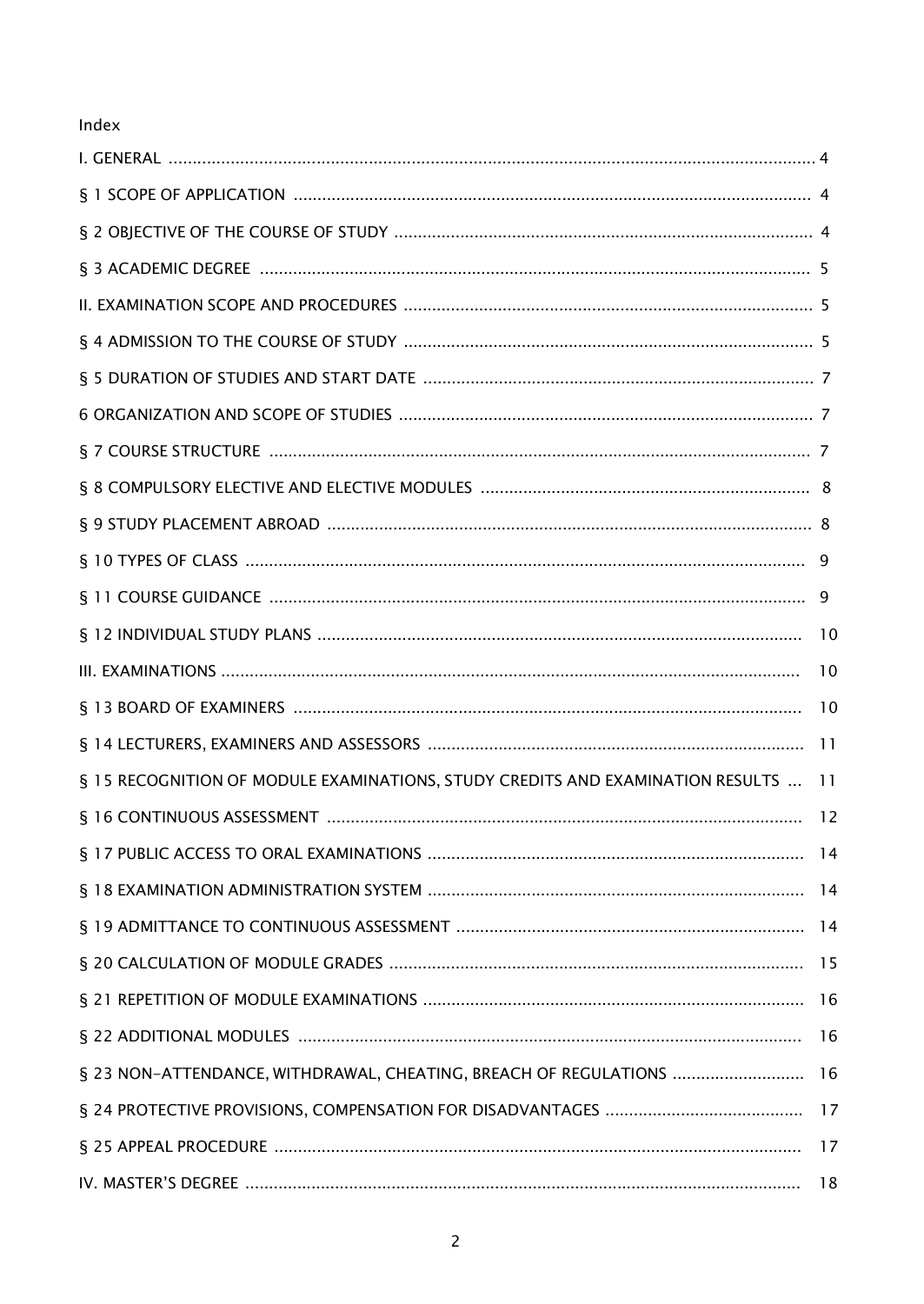Index

| | |
|---|---|
| I. GENERAL | 4 |
| § 1 SCOPE OF APPLICATION | 4 |
| § 2 OBJECTIVE OF THE COURSE OF STUDY | 4 |
| § 3 ACADEMIC DEGREE | 5 |
| II. EXAMINATION SCOPE AND PROCEDURES | 5 |
| § 4 ADMISSION TO THE COURSE OF STUDY | 5 |
| § 5 DURATION OF STUDIES AND START DATE | 7 |
| 6 ORGANIZATION AND SCOPE OF STUDIES | 7 |
| § 7 COURSE STRUCTURE | 7 |
| § 8 COMPULSORY ELECTIVE AND ELECTIVE MODULES | 8 |
| § 9 STUDY PLACEMENT ABROAD | 8 |
| § 10 TYPES OF CLASS | 9 |
| § 11 COURSE GUIDANCE | 9 |
| § 12 INDIVIDUAL STUDY PLANS | 10 |
| III. EXAMINATIONS | 10 |
| § 13 BOARD OF EXAMINERS | 10 |
| § 14 LECTURERS, EXAMINERS AND ASSESSORS | 11 |
| § 15 RECOGNITION OF MODULE EXAMINATIONS, STUDY CREDITS AND EXAMINATION RESULTS | 11 |
| § 16 CONTINUOUS ASSESSMENT | 12 |
| § 17 PUBLIC ACCESS TO ORAL EXAMINATIONS | 14 |
| § 18 EXAMINATION ADMINISTRATION SYSTEM | 14 |
| § 19 ADMITTANCE TO CONTINUOUS ASSESSMENT | 14 |
| § 20 CALCULATION OF MODULE GRADES | 15 |
| § 21 REPETITION OF MODULE EXAMINATIONS | 16 |
| § 22 ADDITIONAL MODULES | 16 |
| § 23 NON-ATTENDANCE, WITHDRAWAL, CHEATING, BREACH OF REGULATIONS | 16 |
| § 24 PROTECTIVE PROVISIONS, COMPENSATION FOR DISADVANTAGES | 17 |
| § 25 APPEAL PROCEDURE | 17 |
| IV. MASTER'S DEGREE | 18 |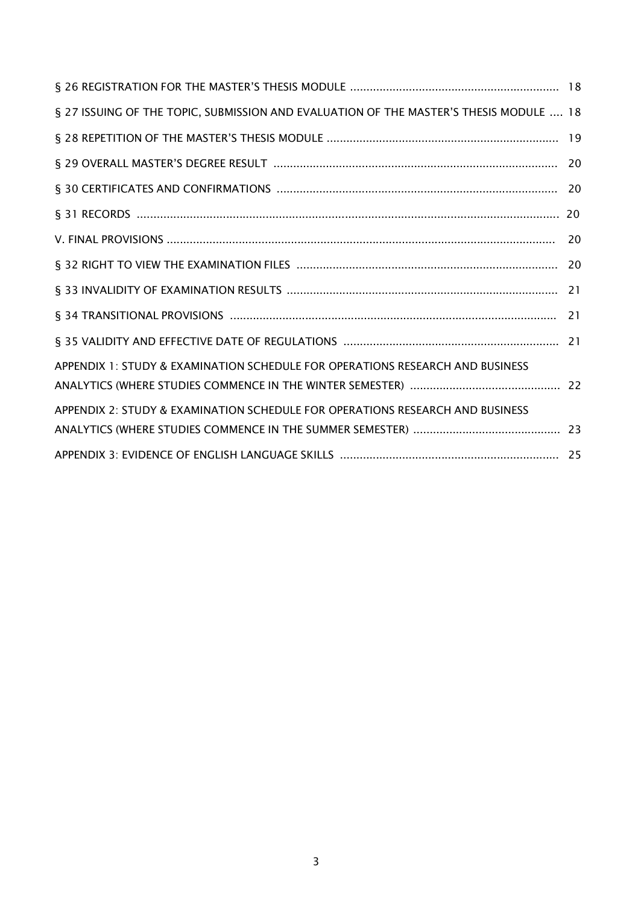§ 26 REGISTRATION FOR THE MASTER'S THESIS MODULE ................................................................ 18

§ 27 ISSUING OF THE TOPIC, SUBMISSION AND EVALUATION OF THE MASTER'S THESIS MODULE .... 18

§ 28 REPETITION OF THE MASTER'S THESIS MODULE ....................................................................... 19

§ 29 OVERALL MASTER'S DEGREE RESULT ....................................................................................... 20

§ 30 CERTIFICATES AND CONFIRMATIONS ..................................................................................... 20

§ 31 RECORDS ................................................................................................................................ 20

V. FINAL PROVISIONS ....................................................................................................................... 20

§ 32 RIGHT TO VIEW THE EXAMINATION FILES ................................................................................ 20

§ 33 INVALIDITY OF EXAMINATION RESULTS ................................................................................... 21

§ 34 TRANSITIONAL PROVISIONS .................................................................................................... 21

§ 35 VALIDITY AND EFFECTIVE DATE OF REGULATIONS .................................................................. 21

APPENDIX 1: STUDY & EXAMINATION SCHEDULE FOR OPERATIONS RESEARCH AND BUSINESS ANALYTICS (WHERE STUDIES COMMENCE IN THE WINTER SEMESTER) .............................................. 22

APPENDIX 2: STUDY & EXAMINATION SCHEDULE FOR OPERATIONS RESEARCH AND BUSINESS ANALYTICS (WHERE STUDIES COMMENCE IN THE SUMMER SEMESTER) ............................................. 23

APPENDIX 3: EVIDENCE OF ENGLISH LANGUAGE SKILLS .................................................................. 25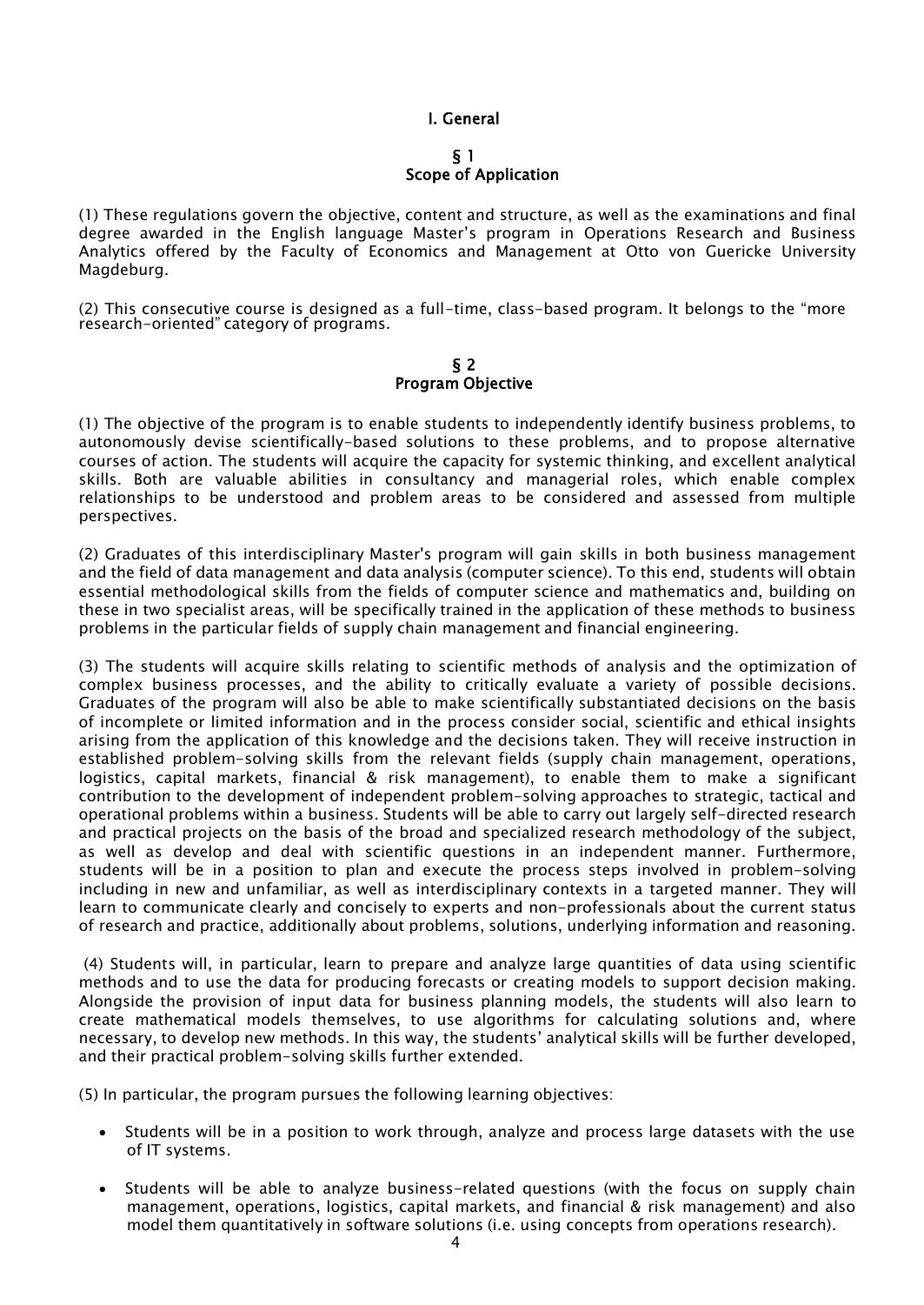# I. General

## § 1
## Scope of Application

(1) These regulations govern the objective, content and structure, as well as the examinations and final degree awarded in the English language Master's program in Operations Research and Business Analytics offered by the Faculty of Economics and Management at Otto von Guericke University Magdeburg.

(2) This consecutive course is designed as a full-time, class-based program. It belongs to the "more research-oriented" category of programs.

## § 2
## Program Objective

(1) The objective of the program is to enable students to independently identify business problems, to autonomously devise scientifically-based solutions to these problems, and to propose alternative courses of action. The students will acquire the capacity for systemic thinking, and excellent analytical skills. Both are valuable abilities in consultancy and managerial roles, which enable complex relationships to be understood and problem areas to be considered and assessed from multiple perspectives.

(2) Graduates of this interdisciplinary Master's program will gain skills in both business management and the field of data management and data analysis (computer science). To this end, students will obtain essential methodological skills from the fields of computer science and mathematics and, building on these in two specialist areas, will be specifically trained in the application of these methods to business problems in the particular fields of supply chain management and financial engineering.

(3) The students will acquire skills relating to scientific methods of analysis and the optimization of complex business processes, and the ability to critically evaluate a variety of possible decisions. Graduates of the program will also be able to make scientifically substantiated decisions on the basis of incomplete or limited information and in the process consider social, scientific and ethical insights arising from the application of this knowledge and the decisions taken. They will receive instruction in established problem-solving skills from the relevant fields (supply chain management, operations, logistics, capital markets, financial & risk management), to enable them to make a significant contribution to the development of independent problem-solving approaches to strategic, tactical and operational problems within a business. Students will be able to carry out largely self-directed research and practical projects on the basis of the broad and specialized research methodology of the subject, as well as develop and deal with scientific questions in an independent manner. Furthermore, students will be in a position to plan and execute the process steps involved in problem-solving including in new and unfamiliar, as well as interdisciplinary contexts in a targeted manner. They will learn to communicate clearly and concisely to experts and non-professionals about the current status of research and practice, additionally about problems, solutions, underlying information and reasoning.

(4) Students will, in particular, learn to prepare and analyze large quantities of data using scientific methods and to use the data for producing forecasts or creating models to support decision making. Alongside the provision of input data for business planning models, the students will also learn to create mathematical models themselves, to use algorithms for calculating solutions and, where necessary, to develop new methods. In this way, the students' analytical skills will be further developed, and their practical problem-solving skills further extended.

(5) In particular, the program pursues the following learning objectives:

- Students will be in a position to work through, analyze and process large datasets with the use of IT systems.
- Students will be able to analyze business-related questions (with the focus on supply chain management, operations, logistics, capital markets, and financial & risk management) and also model them quantitatively in software solutions (i.e. using concepts from operations research).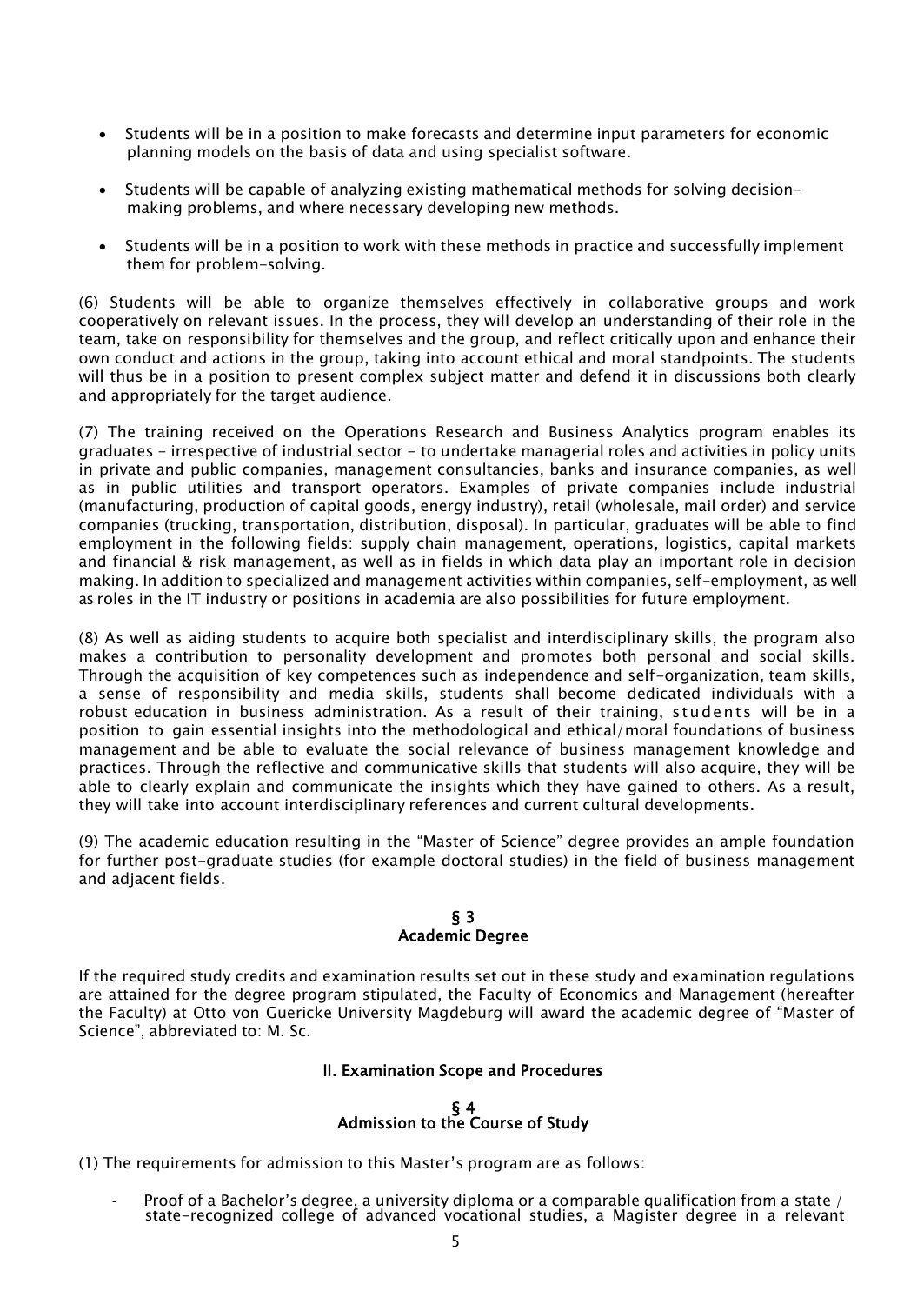- Students will be in a position to make forecasts and determine input parameters for economic planning models on the basis of data and using specialist software.
- Students will be capable of analyzing existing mathematical methods for solving decision-making problems, and where necessary developing new methods.
- Students will be in a position to work with these methods in practice and successfully implement them for problem-solving.

(6) Students will be able to organize themselves effectively in collaborative groups and work cooperatively on relevant issues. In the process, they will develop an understanding of their role in the team, take on responsibility for themselves and the group, and reflect critically upon and enhance their own conduct and actions in the group, taking into account ethical and moral standpoints. The students will thus be in a position to present complex subject matter and defend it in discussions both clearly and appropriately for the target audience.

(7) The training received on the Operations Research and Business Analytics program enables its graduates - irrespective of industrial sector - to undertake managerial roles and activities in policy units in private and public companies, management consultancies, banks and insurance companies, as well as in public utilities and transport operators. Examples of private companies include industrial (manufacturing, production of capital goods, energy industry), retail (wholesale, mail order) and service companies (trucking, transportation, distribution, disposal). In particular, graduates will be able to find employment in the following fields: supply chain management, operations, logistics, capital markets and financial & risk management, as well as in fields in which data play an important role in decision making. In addition to specialized and management activities within companies, self-employment, as well as roles in the IT industry or positions in academia are also possibilities for future employment.

(8) As well as aiding students to acquire both specialist and interdisciplinary skills, the program also makes a contribution to personality development and promotes both personal and social skills. Through the acquisition of key competences such as independence and self-organization, team skills, a sense of responsibility and media skills, students shall become dedicated individuals with a robust education in business administration. As a result of their training, students will be in a position to gain essential insights into the methodological and ethical/moral foundations of business management and be able to evaluate the social relevance of business management knowledge and practices. Through the reflective and communicative skills that students will also acquire, they will be able to clearly explain and communicate the insights which they have gained to others. As a result, they will take into account interdisciplinary references and current cultural developments.

(9) The academic education resulting in the "Master of Science" degree provides an ample foundation for further post-graduate studies (for example doctoral studies) in the field of business management and adjacent fields.

### § 3
### Academic Degree

If the required study credits and examination results set out in these study and examination regulations are attained for the degree program stipulated, the Faculty of Economics and Management (hereafter the Faculty) at Otto von Guericke University Magdeburg will award the academic degree of "Master of Science", abbreviated to: M. Sc.

## II. Examination Scope and Procedures

### § 4
### Admission to the Course of Study

(1) The requirements for admission to this Master's program are as follows:

- Proof of a Bachelor's degree, a university diploma or a comparable qualification from a state / state-recognized college of advanced vocational studies, a Magister degree in a relevant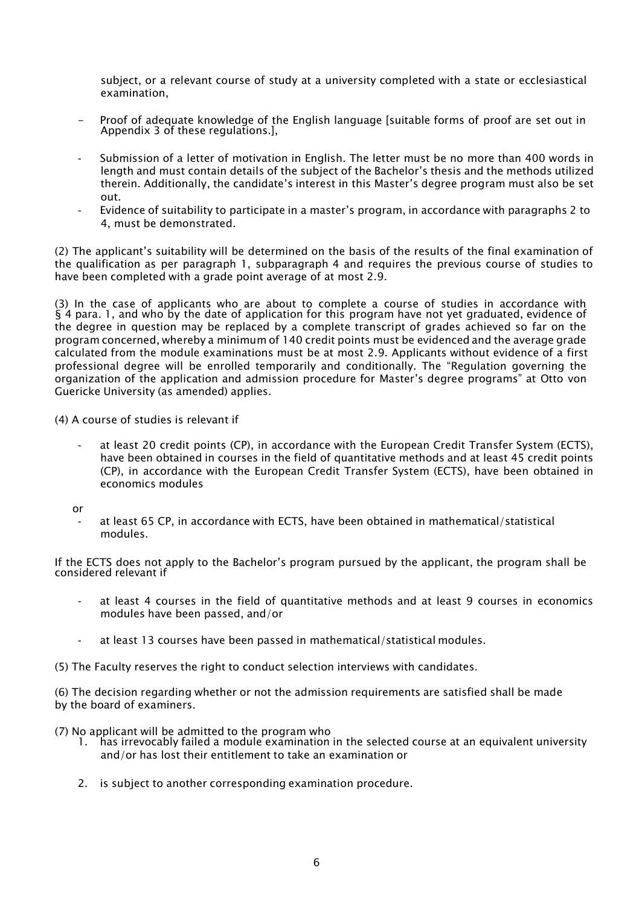subject, or a relevant course of study at a university completed with a state or ecclesiastical examination,

- Proof of adequate knowledge of the English language [suitable forms of proof are set out in Appendix 3 of these regulations.],
- Submission of a letter of motivation in English. The letter must be no more than 400 words in length and must contain details of the subject of the Bachelor's thesis and the methods utilized therein. Additionally, the candidate's interest in this Master's degree program must also be set out.
- Evidence of suitability to participate in a master's program, in accordance with paragraphs 2 to 4, must be demonstrated.

(2) The applicant's suitability will be determined on the basis of the results of the final examination of the qualification as per paragraph 1, subparagraph 4 and requires the previous course of studies to have been completed with a grade point average of at most 2.9.

(3) In the case of applicants who are about to complete a course of studies in accordance with § 4 para. 1, and who by the date of application for this program have not yet graduated, evidence of the degree in question may be replaced by a complete transcript of grades achieved so far on the program concerned, whereby a minimum of 140 credit points must be evidenced and the average grade calculated from the module examinations must be at most 2.9. Applicants without evidence of a first professional degree will be enrolled temporarily and conditionally. The "Regulation governing the organization of the application and admission procedure for Master's degree programs" at Otto von Guericke University (as amended) applies.

(4) A course of studies is relevant if

- at least 20 credit points (CP), in accordance with the European Credit Transfer System (ECTS), have been obtained in courses in the field of quantitative methods and at least 45 credit points (CP), in accordance with the European Credit Transfer System (ECTS), have been obtained in economics modules

or

- at least 65 CP, in accordance with ECTS, have been obtained in mathematical/statistical modules.

If the ECTS does not apply to the Bachelor's program pursued by the applicant, the program shall be considered relevant if

- at least 4 courses in the field of quantitative methods and at least 9 courses in economics modules have been passed, and/or
- at least 13 courses have been passed in mathematical/statistical modules.

(5) The Faculty reserves the right to conduct selection interviews with candidates.

(6) The decision regarding whether or not the admission requirements are satisfied shall be made by the board of examiners.

(7) No applicant will be admitted to the program who

1. has irrevocably failed a module examination in the selected course at an equivalent university and/or has lost their entitlement to take an examination or
2. is subject to another corresponding examination procedure.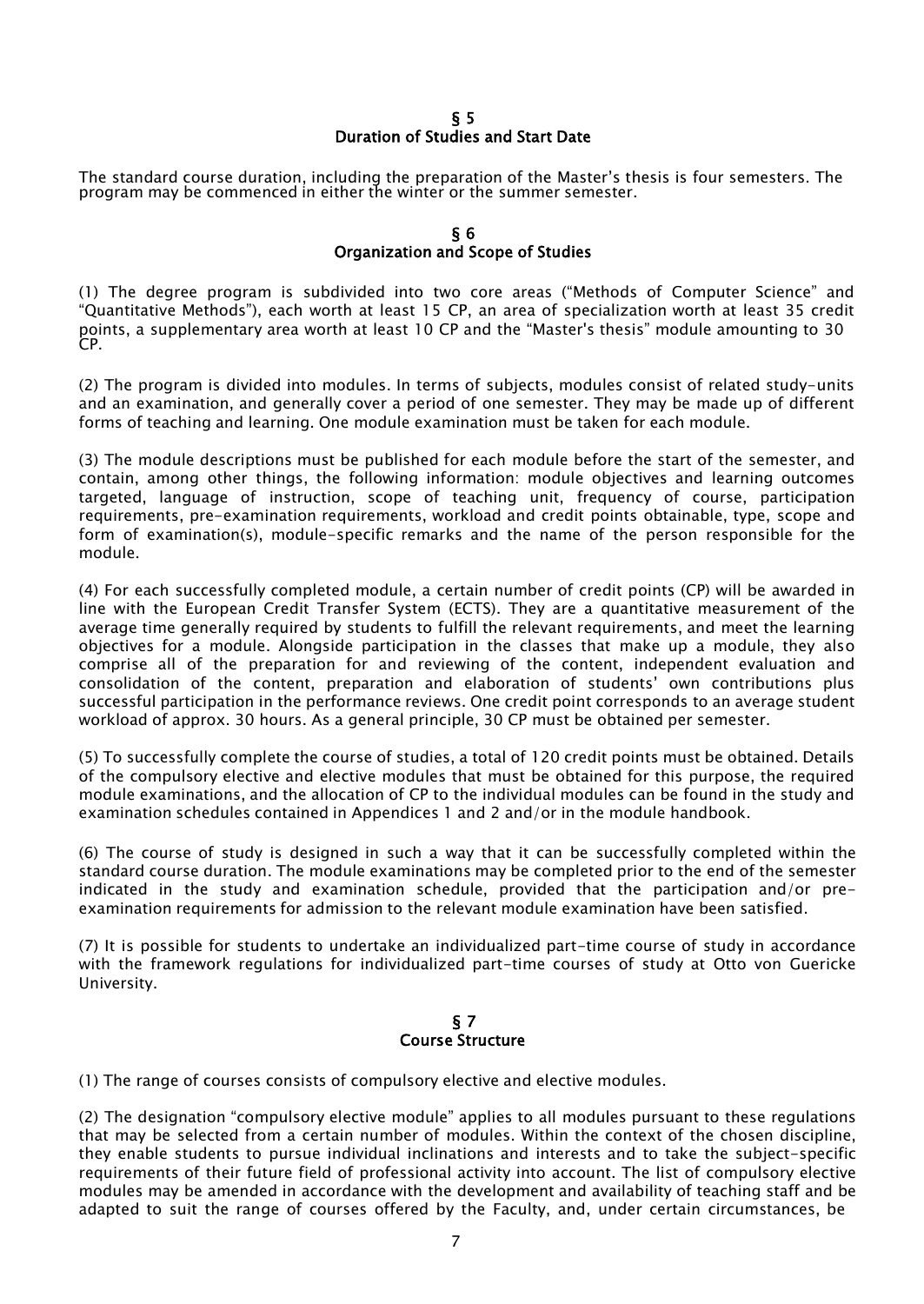## § 5
## Duration of Studies and Start Date

The standard course duration, including the preparation of the Master's thesis is four semesters. The program may be commenced in either the winter or the summer semester.

## § 6
## Organization and Scope of Studies

(1) The degree program is subdivided into two core areas ("Methods of Computer Science" and "Quantitative Methods"), each worth at least 15 CP, an area of specialization worth at least 35 credit points, a supplementary area worth at least 10 CP and the "Master's thesis" module amounting to 30 CP.

(2) The program is divided into modules. In terms of subjects, modules consist of related study-units and an examination, and generally cover a period of one semester. They may be made up of different forms of teaching and learning. One module examination must be taken for each module.

(3) The module descriptions must be published for each module before the start of the semester, and contain, among other things, the following information: module objectives and learning outcomes targeted, language of instruction, scope of teaching unit, frequency of course, participation requirements, pre-examination requirements, workload and credit points obtainable, type, scope and form of examination(s), module-specific remarks and the name of the person responsible for the module.

(4) For each successfully completed module, a certain number of credit points (CP) will be awarded in line with the European Credit Transfer System (ECTS). They are a quantitative measurement of the average time generally required by students to fulfill the relevant requirements, and meet the learning objectives for a module. Alongside participation in the classes that make up a module, they also comprise all of the preparation for and reviewing of the content, independent evaluation and consolidation of the content, preparation and elaboration of students' own contributions plus successful participation in the performance reviews. One credit point corresponds to an average student workload of approx. 30 hours. As a general principle, 30 CP must be obtained per semester.

(5) To successfully complete the course of studies, a total of 120 credit points must be obtained. Details of the compulsory elective and elective modules that must be obtained for this purpose, the required module examinations, and the allocation of CP to the individual modules can be found in the study and examination schedules contained in Appendices 1 and 2 and/or in the module handbook.

(6) The course of study is designed in such a way that it can be successfully completed within the standard course duration. The module examinations may be completed prior to the end of the semester indicated in the study and examination schedule, provided that the participation and/or pre-examination requirements for admission to the relevant module examination have been satisfied.

(7) It is possible for students to undertake an individualized part-time course of study in accordance with the framework regulations for individualized part-time courses of study at Otto von Guericke University.

## § 7
## Course Structure

(1) The range of courses consists of compulsory elective and elective modules.

(2) The designation "compulsory elective module" applies to all modules pursuant to these regulations that may be selected from a certain number of modules. Within the context of the chosen discipline, they enable students to pursue individual inclinations and interests and to take the subject-specific requirements of their future field of professional activity into account. The list of compulsory elective modules may be amended in accordance with the development and availability of teaching staff and be adapted to suit the range of courses offered by the Faculty, and, under certain circumstances, be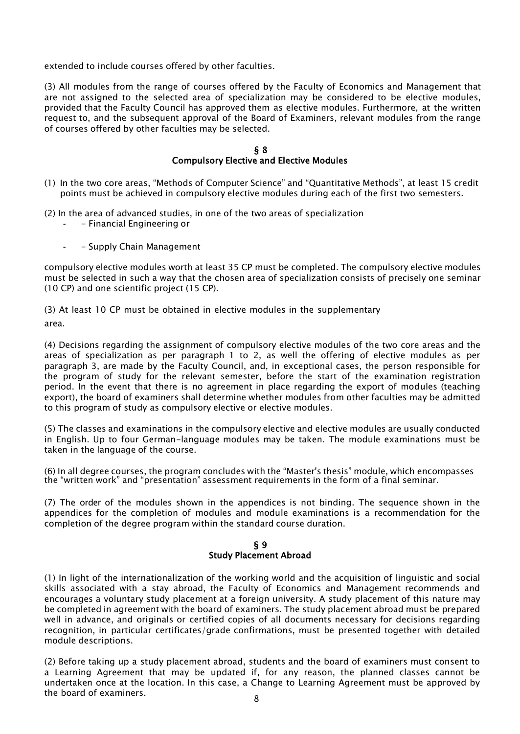extended to include courses offered by other faculties.

(3) All modules from the range of courses offered by the Faculty of Economics and Management that are not assigned to the selected area of specialization may be considered to be elective modules, provided that the Faculty Council has approved them as elective modules. Furthermore, at the written request to, and the subsequent approval of the Board of Examiners, relevant modules from the range of courses offered by other faculties may be selected.

## § 8
## Compulsory Elective and Elective Modules

(1) In the two core areas, “Methods of Computer Science” and “Quantitative Methods”, at least 15 credit points must be achieved in compulsory elective modules during each of the first two semesters.

(2) In the area of advanced studies, in one of the two areas of specialization

- - Financial Engineering or
- - Supply Chain Management

compulsory elective modules worth at least 35 CP must be completed. The compulsory elective modules must be selected in such a way that the chosen area of specialization consists of precisely one seminar (10 CP) and one scientific project (15 CP).

(3) At least 10 CP must be obtained in elective modules in the supplementary area.

(4) Decisions regarding the assignment of compulsory elective modules of the two core areas and the areas of specialization as per paragraph 1 to 2, as well the offering of elective modules as per paragraph 3, are made by the Faculty Council, and, in exceptional cases, the person responsible for the program of study for the relevant semester, before the start of the examination registration period. In the event that there is no agreement in place regarding the export of modules (teaching export), the board of examiners shall determine whether modules from other faculties may be admitted to this program of study as compulsory elective or elective modules.

(5) The classes and examinations in the compulsory elective and elective modules are usually conducted in English. Up to four German-language modules may be taken. The module examinations must be taken in the language of the course.

(6) In all degree courses, the program concludes with the “Master's thesis” module, which encompasses the “written work” and “presentation” assessment requirements in the form of a final seminar.

(7) The order of the modules shown in the appendices is not binding. The sequence shown in the appendices for the completion of modules and module examinations is a recommendation for the completion of the degree program within the standard course duration.

## § 9
## Study Placement Abroad

(1) In light of the internationalization of the working world and the acquisition of linguistic and social skills associated with a stay abroad, the Faculty of Economics and Management recommends and encourages a voluntary study placement at a foreign university. A study placement of this nature may be completed in agreement with the board of examiners. The study placement abroad must be prepared well in advance, and originals or certified copies of all documents necessary for decisions regarding recognition, in particular certificates/grade confirmations, must be presented together with detailed module descriptions.

(2) Before taking up a study placement abroad, students and the board of examiners must consent to a Learning Agreement that may be updated if, for any reason, the planned classes cannot be undertaken once at the location. In this case, a Change to Learning Agreement must be approved by the board of examiners.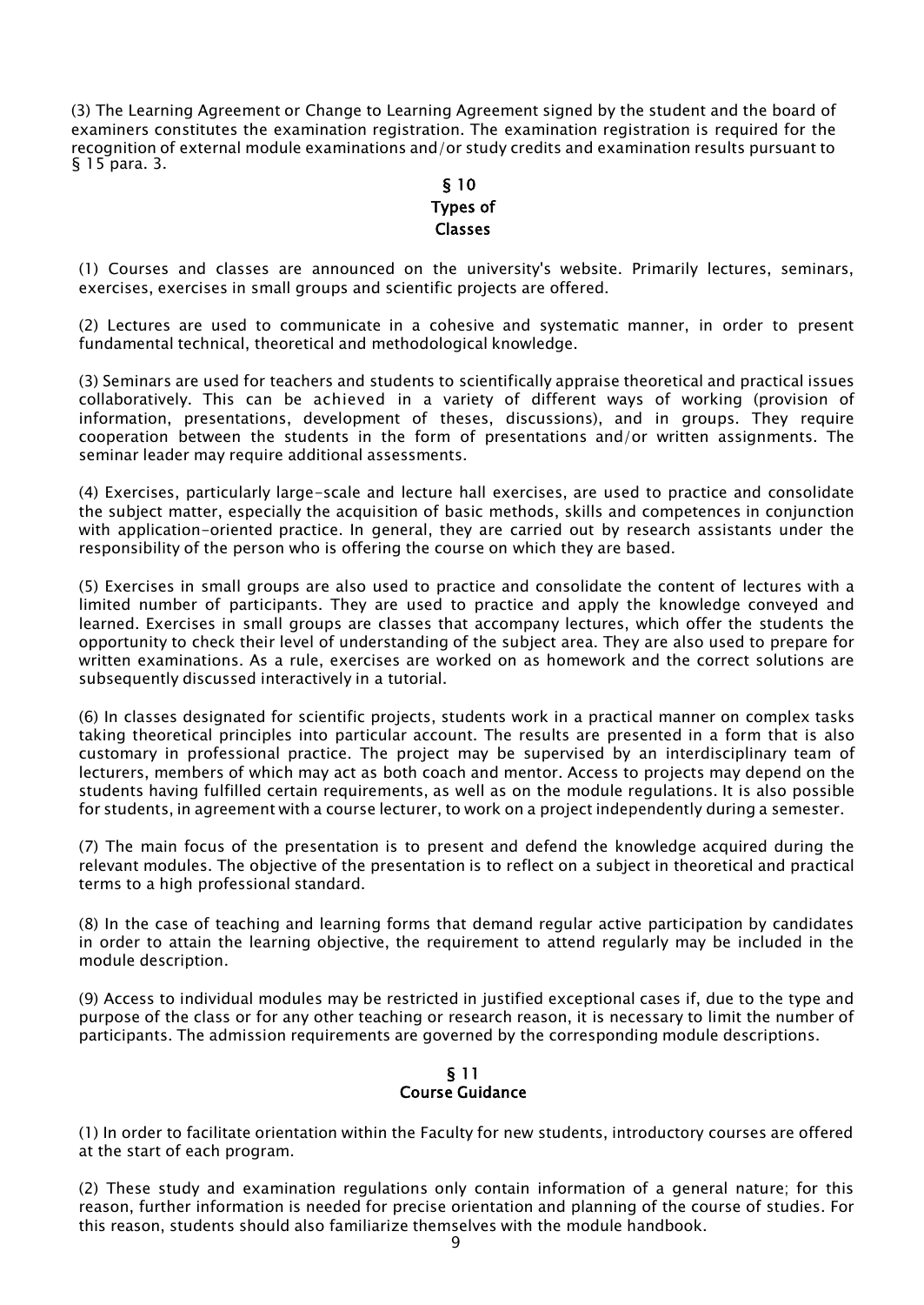(3) The Learning Agreement or Change to Learning Agreement signed by the student and the board of examiners constitutes the examination registration. The examination registration is required for the recognition of external module examinations and/or study credits and examination results pursuant to § 15 para. 3.

## § 10
## Types of Classes

(1) Courses and classes are announced on the university's website. Primarily lectures, seminars, exercises, exercises in small groups and scientific projects are offered.

(2) Lectures are used to communicate in a cohesive and systematic manner, in order to present fundamental technical, theoretical and methodological knowledge.

(3) Seminars are used for teachers and students to scientifically appraise theoretical and practical issues collaboratively. This can be achieved in a variety of different ways of working (provision of information, presentations, development of theses, discussions), and in groups. They require cooperation between the students in the form of presentations and/or written assignments. The seminar leader may require additional assessments.

(4) Exercises, particularly large-scale and lecture hall exercises, are used to practice and consolidate the subject matter, especially the acquisition of basic methods, skills and competences in conjunction with application-oriented practice. In general, they are carried out by research assistants under the responsibility of the person who is offering the course on which they are based.

(5) Exercises in small groups are also used to practice and consolidate the content of lectures with a limited number of participants. They are used to practice and apply the knowledge conveyed and learned. Exercises in small groups are classes that accompany lectures, which offer the students the opportunity to check their level of understanding of the subject area. They are also used to prepare for written examinations. As a rule, exercises are worked on as homework and the correct solutions are subsequently discussed interactively in a tutorial.

(6) In classes designated for scientific projects, students work in a practical manner on complex tasks taking theoretical principles into particular account. The results are presented in a form that is also customary in professional practice. The project may be supervised by an interdisciplinary team of lecturers, members of which may act as both coach and mentor. Access to projects may depend on the students having fulfilled certain requirements, as well as on the module regulations. It is also possible for students, in agreement with a course lecturer, to work on a project independently during a semester.

(7) The main focus of the presentation is to present and defend the knowledge acquired during the relevant modules. The objective of the presentation is to reflect on a subject in theoretical and practical terms to a high professional standard.

(8) In the case of teaching and learning forms that demand regular active participation by candidates in order to attain the learning objective, the requirement to attend regularly may be included in the module description.

(9) Access to individual modules may be restricted in justified exceptional cases if, due to the type and purpose of the class or for any other teaching or research reason, it is necessary to limit the number of participants. The admission requirements are governed by the corresponding module descriptions.

## § 11
## Course Guidance

(1) In order to facilitate orientation within the Faculty for new students, introductory courses are offered at the start of each program.

(2) These study and examination regulations only contain information of a general nature; for this reason, further information is needed for precise orientation and planning of the course of studies. For this reason, students should also familiarize themselves with the module handbook.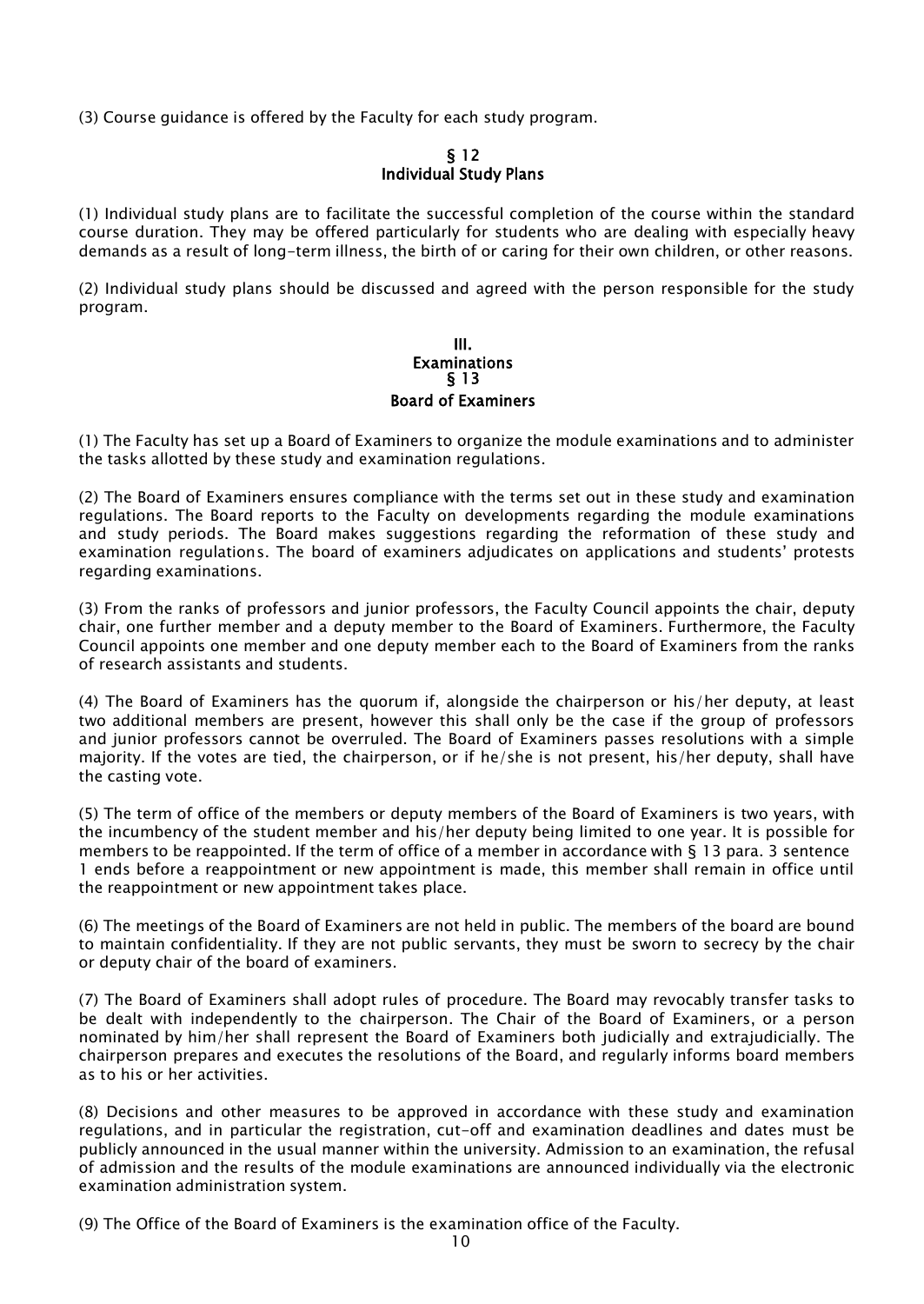(3) Course guidance is offered by the Faculty for each study program.

## § 12
## Individual Study Plans

(1) Individual study plans are to facilitate the successful completion of the course within the standard course duration. They may be offered particularly for students who are dealing with especially heavy demands as a result of long-term illness, the birth of or caring for their own children, or other reasons.

(2) Individual study plans should be discussed and agreed with the person responsible for the study program.

# III.
# Examinations
## § 13
## Board of Examiners

(1) The Faculty has set up a Board of Examiners to organize the module examinations and to administer the tasks allotted by these study and examination regulations.

(2) The Board of Examiners ensures compliance with the terms set out in these study and examination regulations. The Board reports to the Faculty on developments regarding the module examinations and study periods. The Board makes suggestions regarding the reformation of these study and examination regulations. The board of examiners adjudicates on applications and students' protests regarding examinations.

(3) From the ranks of professors and junior professors, the Faculty Council appoints the chair, deputy chair, one further member and a deputy member to the Board of Examiners. Furthermore, the Faculty Council appoints one member and one deputy member each to the Board of Examiners from the ranks of research assistants and students.

(4) The Board of Examiners has the quorum if, alongside the chairperson or his/her deputy, at least two additional members are present, however this shall only be the case if the group of professors and junior professors cannot be overruled. The Board of Examiners passes resolutions with a simple majority. If the votes are tied, the chairperson, or if he/she is not present, his/her deputy, shall have the casting vote.

(5) The term of office of the members or deputy members of the Board of Examiners is two years, with the incumbency of the student member and his/her deputy being limited to one year. It is possible for members to be reappointed. If the term of office of a member in accordance with § 13 para. 3 sentence 1 ends before a reappointment or new appointment is made, this member shall remain in office until the reappointment or new appointment takes place.

(6) The meetings of the Board of Examiners are not held in public. The members of the board are bound to maintain confidentiality. If they are not public servants, they must be sworn to secrecy by the chair or deputy chair of the board of examiners.

(7) The Board of Examiners shall adopt rules of procedure. The Board may revocably transfer tasks to be dealt with independently to the chairperson. The Chair of the Board of Examiners, or a person nominated by him/her shall represent the Board of Examiners both judicially and extrajudicially. The chairperson prepares and executes the resolutions of the Board, and regularly informs board members as to his or her activities.

(8) Decisions and other measures to be approved in accordance with these study and examination regulations, and in particular the registration, cut-off and examination deadlines and dates must be publicly announced in the usual manner within the university. Admission to an examination, the refusal of admission and the results of the module examinations are announced individually via the electronic examination administration system.

(9) The Office of the Board of Examiners is the examination office of the Faculty.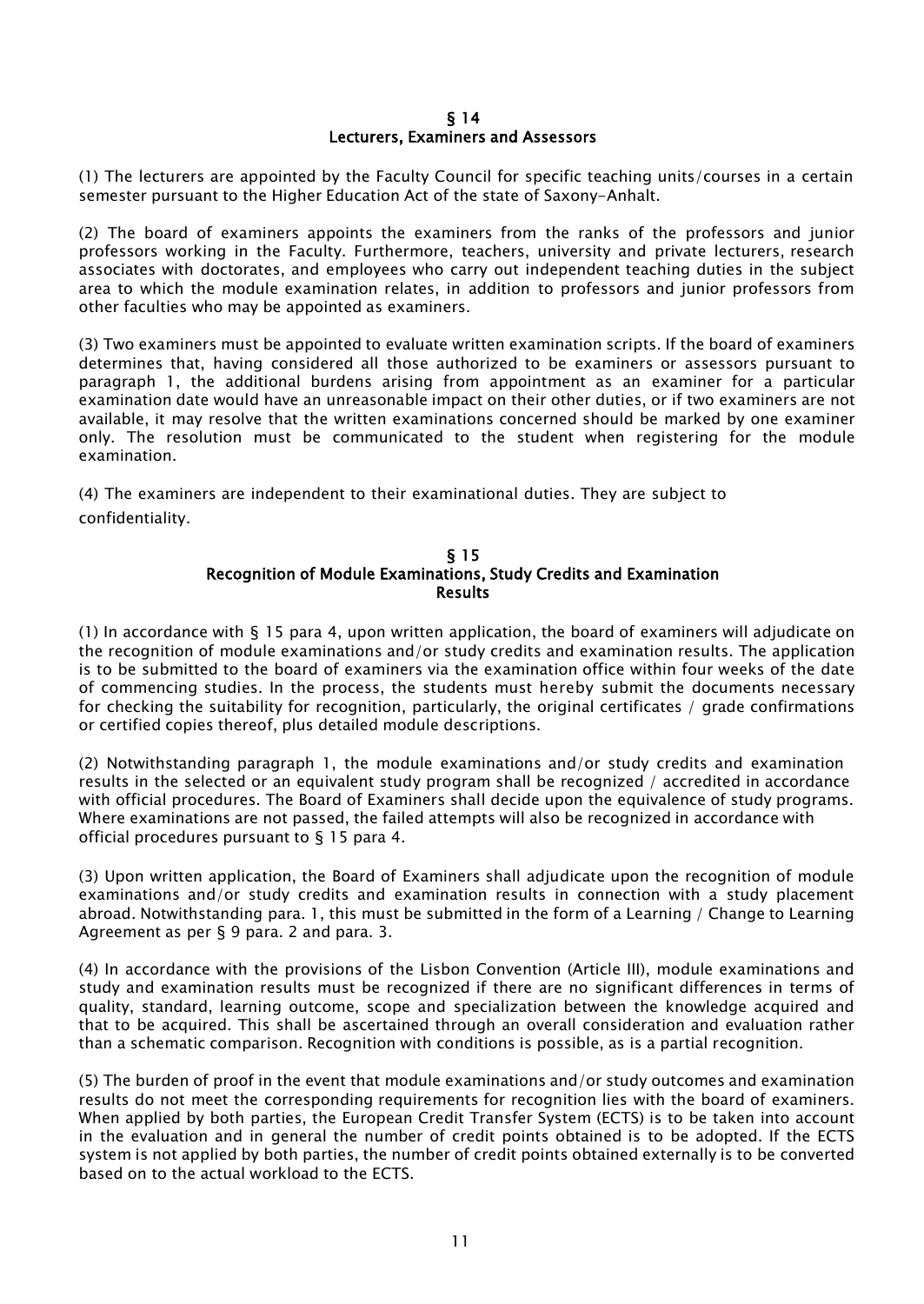## § 14
## Lecturers, Examiners and Assessors

(1) The lecturers are appointed by the Faculty Council for specific teaching units/courses in a certain semester pursuant to the Higher Education Act of the state of Saxony-Anhalt.

(2) The board of examiners appoints the examiners from the ranks of the professors and junior professors working in the Faculty. Furthermore, teachers, university and private lecturers, research associates with doctorates, and employees who carry out independent teaching duties in the subject area to which the module examination relates, in addition to professors and junior professors from other faculties who may be appointed as examiners.

(3) Two examiners must be appointed to evaluate written examination scripts. If the board of examiners determines that, having considered all those authorized to be examiners or assessors pursuant to paragraph 1, the additional burdens arising from appointment as an examiner for a particular examination date would have an unreasonable impact on their other duties, or if two examiners are not available, it may resolve that the written examinations concerned should be marked by one examiner only. The resolution must be communicated to the student when registering for the module examination.

(4) The examiners are independent to their examinational duties. They are subject to confidentiality.

## § 15
## Recognition of Module Examinations, Study Credits and Examination Results

(1) In accordance with § 15 para 4, upon written application, the board of examiners will adjudicate on the recognition of module examinations and/or study credits and examination results. The application is to be submitted to the board of examiners via the examination office within four weeks of the date of commencing studies. In the process, the students must hereby submit the documents necessary for checking the suitability for recognition, particularly, the original certificates / grade confirmations or certified copies thereof, plus detailed module descriptions.

(2) Notwithstanding paragraph 1, the module examinations and/or study credits and examination results in the selected or an equivalent study program shall be recognized / accredited in accordance with official procedures. The Board of Examiners shall decide upon the equivalence of study programs. Where examinations are not passed, the failed attempts will also be recognized in accordance with official procedures pursuant to § 15 para 4.

(3) Upon written application, the Board of Examiners shall adjudicate upon the recognition of module examinations and/or study credits and examination results in connection with a study placement abroad. Notwithstanding para. 1, this must be submitted in the form of a Learning / Change to Learning Agreement as per § 9 para. 2 and para. 3.

(4) In accordance with the provisions of the Lisbon Convention (Article III), module examinations and study and examination results must be recognized if there are no significant differences in terms of quality, standard, learning outcome, scope and specialization between the knowledge acquired and that to be acquired. This shall be ascertained through an overall consideration and evaluation rather than a schematic comparison. Recognition with conditions is possible, as is a partial recognition.

(5) The burden of proof in the event that module examinations and/or study outcomes and examination results do not meet the corresponding requirements for recognition lies with the board of examiners. When applied by both parties, the European Credit Transfer System (ECTS) is to be taken into account in the evaluation and in general the number of credit points obtained is to be adopted. If the ECTS system is not applied by both parties, the number of credit points obtained externally is to be converted based on to the actual workload to the ECTS.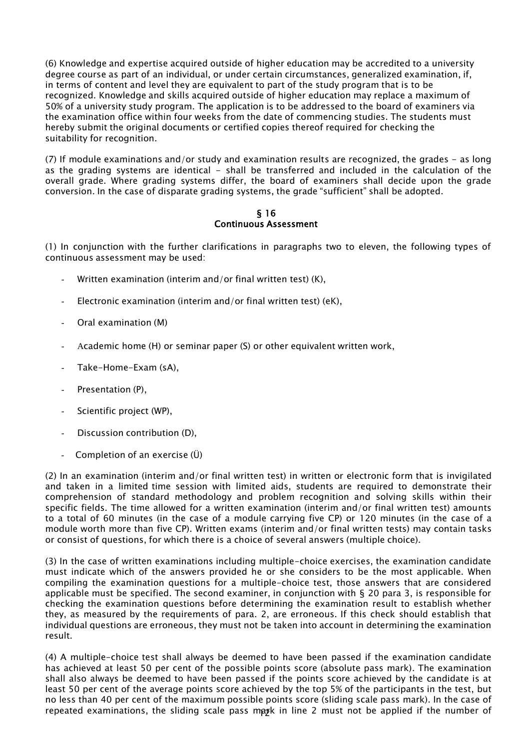(6) Knowledge and expertise acquired outside of higher education may be accredited to a university degree course as part of an individual, or under certain circumstances, generalized examination, if, in terms of content and level they are equivalent to part of the study program that is to be recognized. Knowledge and skills acquired outside of higher education may replace a maximum of 50% of a university study program. The application is to be addressed to the board of examiners via the examination office within four weeks from the date of commencing studies. The students must hereby submit the original documents or certified copies thereof required for checking the suitability for recognition.

(7) If module examinations and/or study and examination results are recognized, the grades - as long as the grading systems are identical - shall be transferred and included in the calculation of the overall grade. Where grading systems differ, the board of examiners shall decide upon the grade conversion. In the case of disparate grading systems, the grade "sufficient" shall be adopted.

## § 16
## Continuous Assessment

(1) In conjunction with the further clarifications in paragraphs two to eleven, the following types of continuous assessment may be used:

- Written examination (interim and/or final written test) (K),
- Electronic examination (interim and/or final written test) (eK),
- Oral examination (M)
- Academic home (H) or seminar paper (S) or other equivalent written work,
- Take-Home-Exam (sA),
- Presentation (P),
- Scientific project (WP),
- Discussion contribution (D),
- Completion of an exercise (Ü)

(2) In an examination (interim and/or final written test) in written or electronic form that is invigilated and taken in a limited time session with limited aids, students are required to demonstrate their comprehension of standard methodology and problem recognition and solving skills within their specific fields. The time allowed for a written examination (interim and/or final written test) amounts to a total of 60 minutes (in the case of a module carrying five CP) or 120 minutes (in the case of a module worth more than five CP). Written exams (interim and/or final written tests) may contain tasks or consist of questions, for which there is a choice of several answers (multiple choice).

(3) In the case of written examinations including multiple-choice exercises, the examination candidate must indicate which of the answers provided he or she considers to be the most applicable. When compiling the examination questions for a multiple-choice test, those answers that are considered applicable must be specified. The second examiner, in conjunction with § 20 para 3, is responsible for checking the examination questions before determining the examination result to establish whether they, as measured by the requirements of para. 2, are erroneous. If this check should establish that individual questions are erroneous, they must not be taken into account in determining the examination result.

(4) A multiple-choice test shall always be deemed to have been passed if the examination candidate has achieved at least 50 per cent of the possible points score (absolute pass mark). The examination shall also always be deemed to have been passed if the points score achieved by the candidate is at least 50 per cent of the average points score achieved by the top 5% of the participants in the test, but no less than 40 per cent of the maximum possible points score (sliding scale pass mark). In the case of repeated examinations, the sliding scale pass mark in line 2 must not be applied if the number of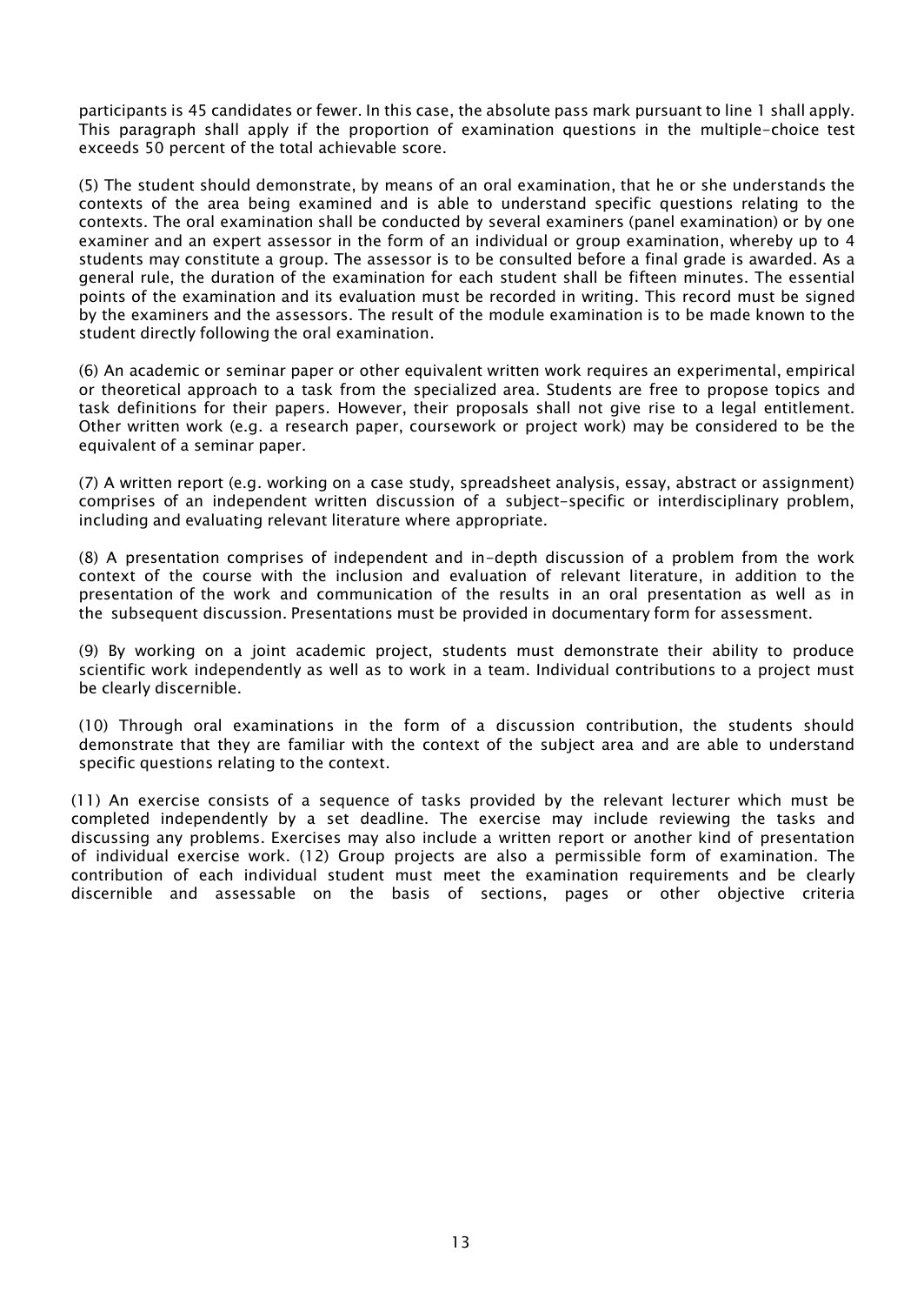participants is 45 candidates or fewer. In this case, the absolute pass mark pursuant to line 1 shall apply. This paragraph shall apply if the proportion of examination questions in the multiple-choice test exceeds 50 percent of the total achievable score.

(5) The student should demonstrate, by means of an oral examination, that he or she understands the contexts of the area being examined and is able to understand specific questions relating to the contexts. The oral examination shall be conducted by several examiners (panel examination) or by one examiner and an expert assessor in the form of an individual or group examination, whereby up to 4 students may constitute a group. The assessor is to be consulted before a final grade is awarded. As a general rule, the duration of the examination for each student shall be fifteen minutes. The essential points of the examination and its evaluation must be recorded in writing. This record must be signed by the examiners and the assessors. The result of the module examination is to be made known to the student directly following the oral examination.

(6) An academic or seminar paper or other equivalent written work requires an experimental, empirical or theoretical approach to a task from the specialized area. Students are free to propose topics and task definitions for their papers. However, their proposals shall not give rise to a legal entitlement. Other written work (e.g. a research paper, coursework or project work) may be considered to be the equivalent of a seminar paper.

(7) A written report (e.g. working on a case study, spreadsheet analysis, essay, abstract or assignment) comprises of an independent written discussion of a subject-specific or interdisciplinary problem, including and evaluating relevant literature where appropriate.

(8) A presentation comprises of independent and in-depth discussion of a problem from the work context of the course with the inclusion and evaluation of relevant literature, in addition to the presentation of the work and communication of the results in an oral presentation as well as in the subsequent discussion. Presentations must be provided in documentary form for assessment.

(9) By working on a joint academic project, students must demonstrate their ability to produce scientific work independently as well as to work in a team. Individual contributions to a project must be clearly discernible.

(10) Through oral examinations in the form of a discussion contribution, the students should demonstrate that they are familiar with the context of the subject area and are able to understand specific questions relating to the context.

(11) An exercise consists of a sequence of tasks provided by the relevant lecturer which must be completed independently by a set deadline. The exercise may include reviewing the tasks and discussing any problems. Exercises may also include a written report or another kind of presentation of individual exercise work. (12) Group projects are also a permissible form of examination. The contribution of each individual student must meet the examination requirements and be clearly discernible and assessable on the basis of sections, pages or other objective criteria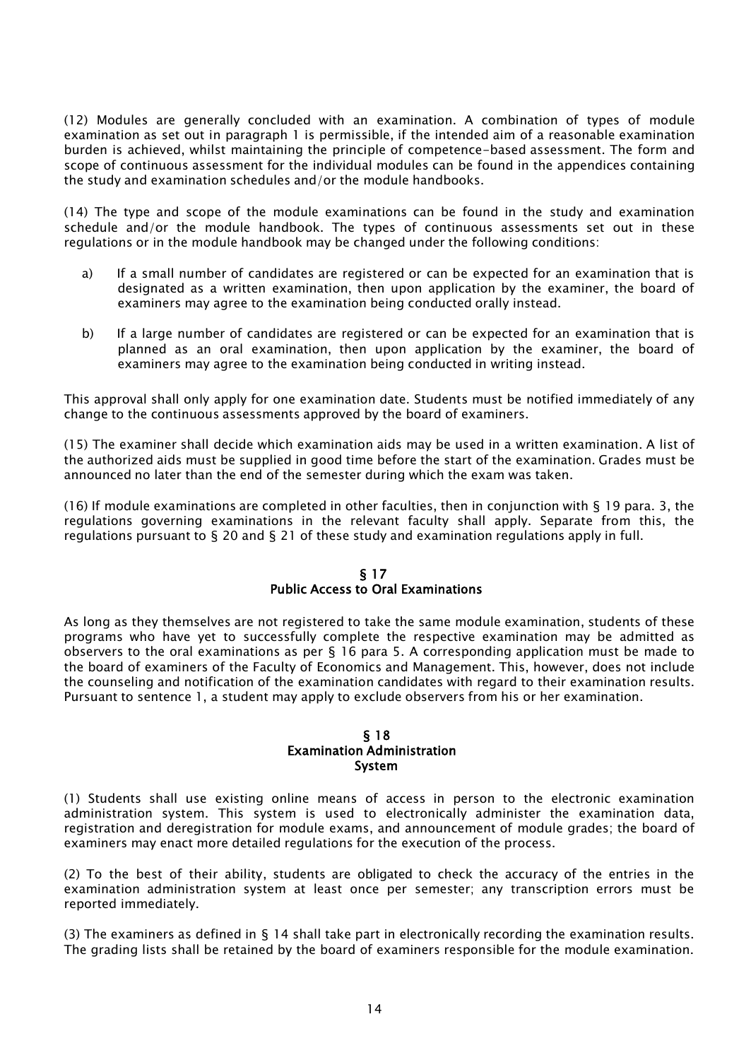(12) Modules are generally concluded with an examination. A combination of types of module examination as set out in paragraph 1 is permissible, if the intended aim of a reasonable examination burden is achieved, whilst maintaining the principle of competence-based assessment. The form and scope of continuous assessment for the individual modules can be found in the appendices containing the study and examination schedules and/or the module handbooks.

(14) The type and scope of the module examinations can be found in the study and examination schedule and/or the module handbook. The types of continuous assessments set out in these regulations or in the module handbook may be changed under the following conditions:

a) If a small number of candidates are registered or can be expected for an examination that is designated as a written examination, then upon application by the examiner, the board of examiners may agree to the examination being conducted orally instead.

b) If a large number of candidates are registered or can be expected for an examination that is planned as an oral examination, then upon application by the examiner, the board of examiners may agree to the examination being conducted in writing instead.

This approval shall only apply for one examination date. Students must be notified immediately of any change to the continuous assessments approved by the board of examiners.

(15) The examiner shall decide which examination aids may be used in a written examination. A list of the authorized aids must be supplied in good time before the start of the examination. Grades must be announced no later than the end of the semester during which the exam was taken.

(16) If module examinations are completed in other faculties, then in conjunction with § 19 para. 3, the regulations governing examinations in the relevant faculty shall apply. Separate from this, the regulations pursuant to § 20 and § 21 of these study and examination regulations apply in full.

## § 17
## Public Access to Oral Examinations

As long as they themselves are not registered to take the same module examination, students of these programs who have yet to successfully complete the respective examination may be admitted as observers to the oral examinations as per § 16 para 5. A corresponding application must be made to the board of examiners of the Faculty of Economics and Management. This, however, does not include the counseling and notification of the examination candidates with regard to their examination results. Pursuant to sentence 1, a student may apply to exclude observers from his or her examination.

## § 18
## Examination Administration System

(1) Students shall use existing online means of access in person to the electronic examination administration system. This system is used to electronically administer the examination data, registration and deregistration for module exams, and announcement of module grades; the board of examiners may enact more detailed regulations for the execution of the process.

(2) To the best of their ability, students are obligated to check the accuracy of the entries in the examination administration system at least once per semester; any transcription errors must be reported immediately.

(3) The examiners as defined in § 14 shall take part in electronically recording the examination results. The grading lists shall be retained by the board of examiners responsible for the module examination.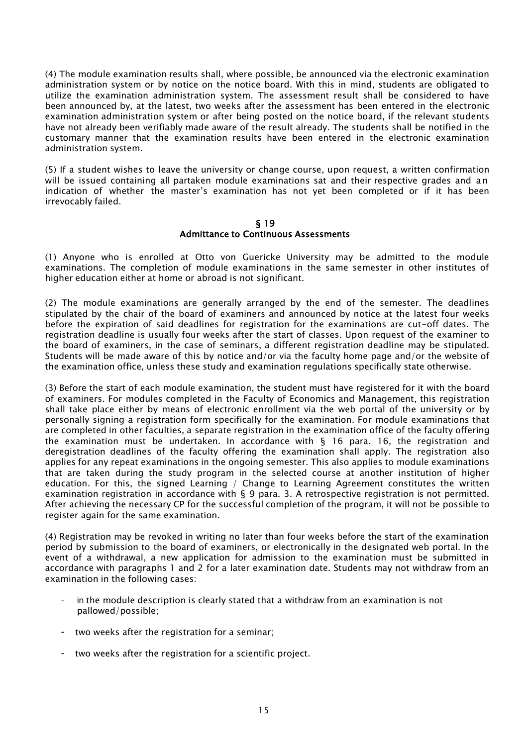(4) The module examination results shall, where possible, be announced via the electronic examination administration system or by notice on the notice board. With this in mind, students are obligated to utilize the examination administration system. The assessment result shall be considered to have been announced by, at the latest, two weeks after the assessment has been entered in the electronic examination administration system or after being posted on the notice board, if the relevant students have not already been verifiably made aware of the result already. The students shall be notified in the customary manner that the examination results have been entered in the electronic examination administration system.

(5) If a student wishes to leave the university or change course, upon request, a written confirmation will be issued containing all partaken module examinations sat and their respective grades and an indication of whether the master's examination has not yet been completed or if it has been irrevocably failed.

## § 19
## Admittance to Continuous Assessments

(1) Anyone who is enrolled at Otto von Guericke University may be admitted to the module examinations. The completion of module examinations in the same semester in other institutes of higher education either at home or abroad is not significant.

(2) The module examinations are generally arranged by the end of the semester. The deadlines stipulated by the chair of the board of examiners and announced by notice at the latest four weeks before the expiration of said deadlines for registration for the examinations are cut-off dates. The registration deadline is usually four weeks after the start of classes. Upon request of the examiner to the board of examiners, in the case of seminars, a different registration deadline may be stipulated. Students will be made aware of this by notice and/or via the faculty home page and/or the website of the examination office, unless these study and examination regulations specifically state otherwise.

(3) Before the start of each module examination, the student must have registered for it with the board of examiners. For modules completed in the Faculty of Economics and Management, this registration shall take place either by means of electronic enrollment via the web portal of the university or by personally signing a registration form specifically for the examination. For module examinations that are completed in other faculties, a separate registration in the examination office of the faculty offering the examination must be undertaken. In accordance with § 16 para. 16, the registration and deregistration deadlines of the faculty offering the examination shall apply. The registration also applies for any repeat examinations in the ongoing semester. This also applies to module examinations that are taken during the study program in the selected course at another institution of higher education. For this, the signed Learning / Change to Learning Agreement constitutes the written examination registration in accordance with § 9 para. 3. A retrospective registration is not permitted. After achieving the necessary CP for the successful completion of the program, it will not be possible to register again for the same examination.

(4) Registration may be revoked in writing no later than four weeks before the start of the examination period by submission to the board of examiners, or electronically in the designated web portal. In the event of a withdrawal, a new application for admission to the examination must be submitted in accordance with paragraphs 1 and 2 for a later examination date. Students may not withdraw from an examination in the following cases:

- in the module description is clearly stated that a withdraw from an examination is not pallowed/possible;
- two weeks after the registration for a seminar;
- two weeks after the registration for a scientific project.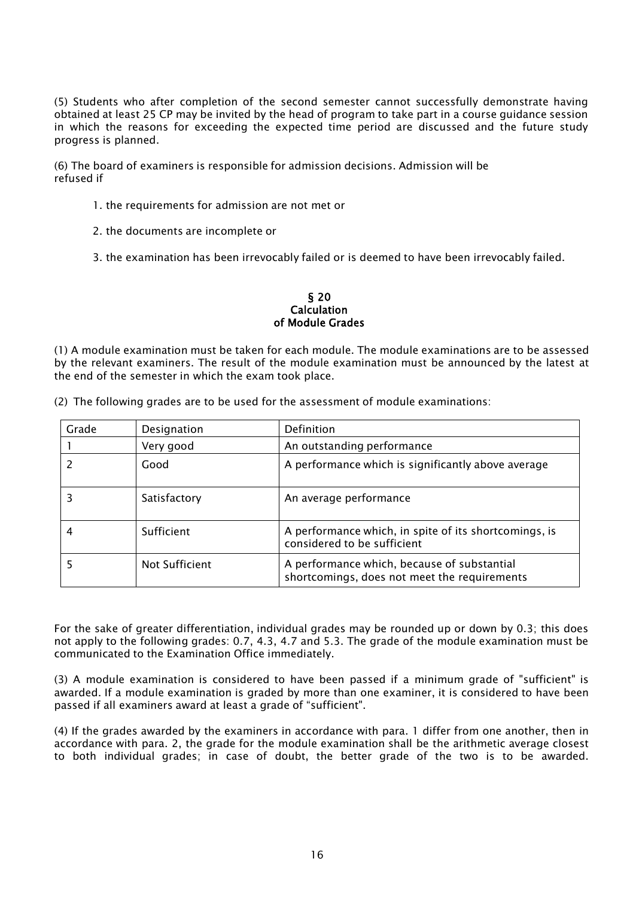(5) Students who after completion of the second semester cannot successfully demonstrate having obtained at least 25 CP may be invited by the head of program to take part in a course guidance session in which the reasons for exceeding the expected time period are discussed and the future study progress is planned.

(6) The board of examiners is responsible for admission decisions. Admission will be refused if

1. the requirements for admission are not met or
2. the documents are incomplete or
3. the examination has been irrevocably failed or is deemed to have been irrevocably failed.

## § 20 Calculation of Module Grades

(1) A module examination must be taken for each module. The module examinations are to be assessed by the relevant examiners. The result of the module examination must be announced by the latest at the end of the semester in which the exam took place.

(2) The following grades are to be used for the assessment of module examinations:

| Grade | Designation | Definition |
|---|---|---|
| 1 | Very good | An outstanding performance |
| 2 | Good | A performance which is significantly above average |
| 3 | Satisfactory | An average performance |
| 4 | Sufficient | A performance which, in spite of its shortcomings, is considered to be sufficient |
| 5 | Not Sufficient | A performance which, because of substantial shortcomings, does not meet the requirements |

For the sake of greater differentiation, individual grades may be rounded up or down by 0.3; this does not apply to the following grades: 0.7, 4.3, 4.7 and 5.3. The grade of the module examination must be communicated to the Examination Office immediately.

(3) A module examination is considered to have been passed if a minimum grade of "sufficient" is awarded. If a module examination is graded by more than one examiner, it is considered to have been passed if all examiners award at least a grade of "sufficient".

(4) If the grades awarded by the examiners in accordance with para. 1 differ from one another, then in accordance with para. 2, the grade for the module examination shall be the arithmetic average closest to both individual grades; in case of doubt, the better grade of the two is to be awarded.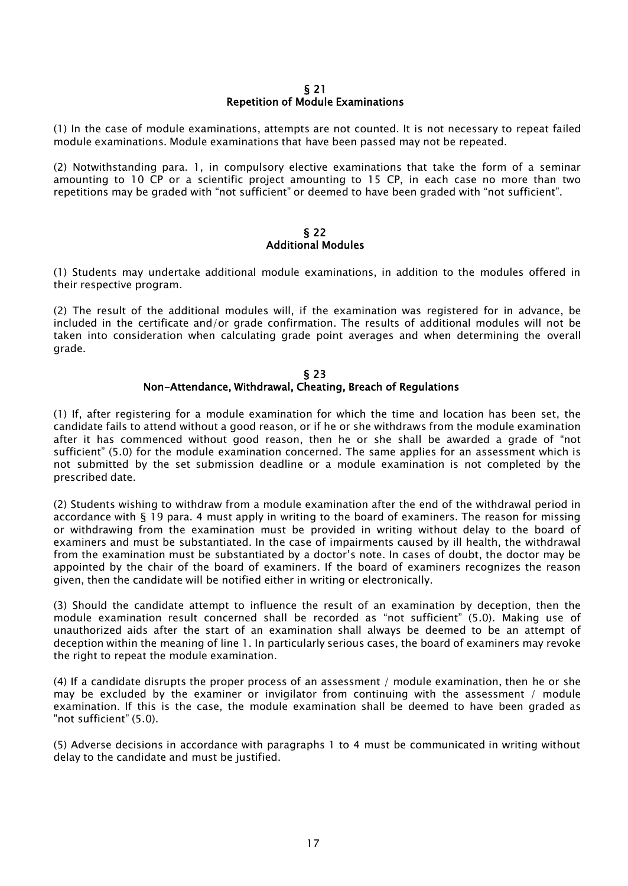## § 21
## Repetition of Module Examinations

(1) In the case of module examinations, attempts are not counted. It is not necessary to repeat failed module examinations. Module examinations that have been passed may not be repeated.

(2) Notwithstanding para. 1, in compulsory elective examinations that take the form of a seminar amounting to 10 CP or a scientific project amounting to 15 CP, in each case no more than two repetitions may be graded with "not sufficient" or deemed to have been graded with "not sufficient".

## § 22
## Additional Modules

(1) Students may undertake additional module examinations, in addition to the modules offered in their respective program.

(2) The result of the additional modules will, if the examination was registered for in advance, be included in the certificate and/or grade confirmation. The results of additional modules will not be taken into consideration when calculating grade point averages and when determining the overall grade.

## § 23
## Non-Attendance, Withdrawal, Cheating, Breach of Regulations

(1) If, after registering for a module examination for which the time and location has been set, the candidate fails to attend without a good reason, or if he or she withdraws from the module examination after it has commenced without good reason, then he or she shall be awarded a grade of "not sufficient" (5.0) for the module examination concerned. The same applies for an assessment which is not submitted by the set submission deadline or a module examination is not completed by the prescribed date.

(2) Students wishing to withdraw from a module examination after the end of the withdrawal period in accordance with § 19 para. 4 must apply in writing to the board of examiners. The reason for missing or withdrawing from the examination must be provided in writing without delay to the board of examiners and must be substantiated. In the case of impairments caused by ill health, the withdrawal from the examination must be substantiated by a doctor's note. In cases of doubt, the doctor may be appointed by the chair of the board of examiners. If the board of examiners recognizes the reason given, then the candidate will be notified either in writing or electronically.

(3) Should the candidate attempt to influence the result of an examination by deception, then the module examination result concerned shall be recorded as "not sufficient" (5.0). Making use of unauthorized aids after the start of an examination shall always be deemed to be an attempt of deception within the meaning of line 1. In particularly serious cases, the board of examiners may revoke the right to repeat the module examination.

(4) If a candidate disrupts the proper process of an assessment / module examination, then he or she may be excluded by the examiner or invigilator from continuing with the assessment / module examination. If this is the case, the module examination shall be deemed to have been graded as "not sufficient" (5.0).

(5) Adverse decisions in accordance with paragraphs 1 to 4 must be communicated in writing without delay to the candidate and must be justified.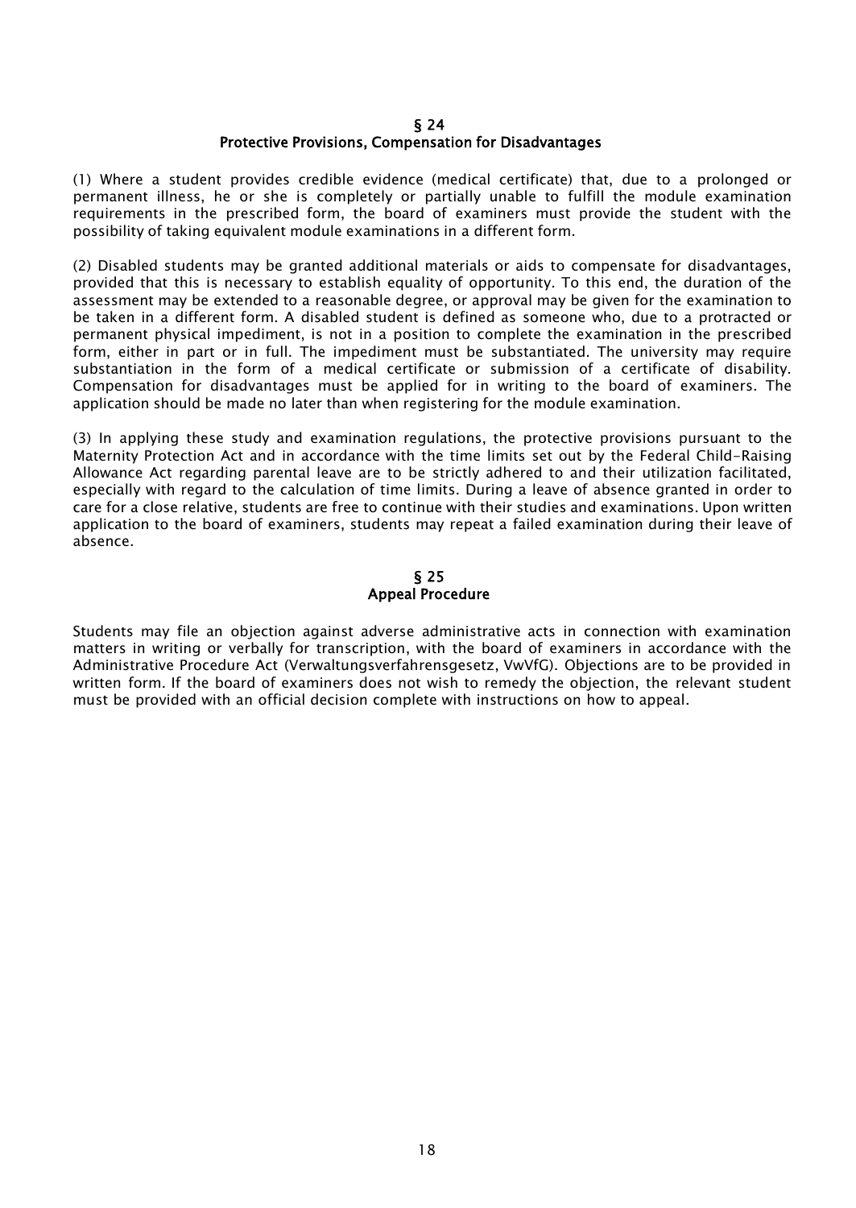## § 24
## Protective Provisions, Compensation for Disadvantages

(1) Where a student provides credible evidence (medical certificate) that, due to a prolonged or permanent illness, he or she is completely or partially unable to fulfill the module examination requirements in the prescribed form, the board of examiners must provide the student with the possibility of taking equivalent module examinations in a different form.

(2) Disabled students may be granted additional materials or aids to compensate for disadvantages, provided that this is necessary to establish equality of opportunity. To this end, the duration of the assessment may be extended to a reasonable degree, or approval may be given for the examination to be taken in a different form. A disabled student is defined as someone who, due to a protracted or permanent physical impediment, is not in a position to complete the examination in the prescribed form, either in part or in full. The impediment must be substantiated. The university may require substantiation in the form of a medical certificate or submission of a certificate of disability. Compensation for disadvantages must be applied for in writing to the board of examiners. The application should be made no later than when registering for the module examination.

(3) In applying these study and examination regulations, the protective provisions pursuant to the Maternity Protection Act and in accordance with the time limits set out by the Federal Child-Raising Allowance Act regarding parental leave are to be strictly adhered to and their utilization facilitated, especially with regard to the calculation of time limits. During a leave of absence granted in order to care for a close relative, students are free to continue with their studies and examinations. Upon written application to the board of examiners, students may repeat a failed examination during their leave of absence.

## § 25
## Appeal Procedure

Students may file an objection against adverse administrative acts in connection with examination matters in writing or verbally for transcription, with the board of examiners in accordance with the Administrative Procedure Act (Verwaltungsverfahrensgesetz, VwVfG). Objections are to be provided in written form. If the board of examiners does not wish to remedy the objection, the relevant student must be provided with an official decision complete with instructions on how to appeal.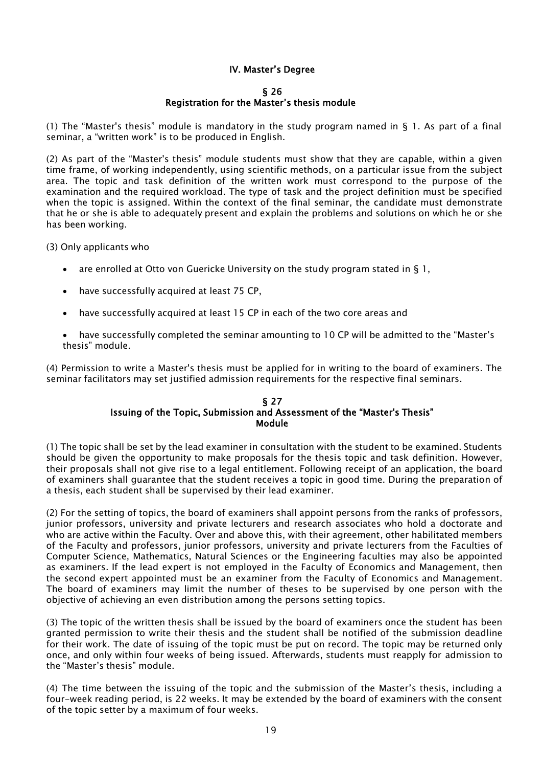## IV. Master's Degree

### § 26
### Registration for the Master's thesis module

(1) The "Master's thesis" module is mandatory in the study program named in § 1. As part of a final seminar, a "written work" is to be produced in English.

(2) As part of the "Master's thesis" module students must show that they are capable, within a given time frame, of working independently, using scientific methods, on a particular issue from the subject area. The topic and task definition of the written work must correspond to the purpose of the examination and the required workload. The type of task and the project definition must be specified when the topic is assigned. Within the context of the final seminar, the candidate must demonstrate that he or she is able to adequately present and explain the problems and solutions on which he or she has been working.

(3) Only applicants who

- are enrolled at Otto von Guericke University on the study program stated in § 1,
- have successfully acquired at least 75 CP,
- have successfully acquired at least 15 CP in each of the two core areas and
- have successfully completed the seminar amounting to 10 CP will be admitted to the "Master's thesis" module.

(4) Permission to write a Master's thesis must be applied for in writing to the board of examiners. The seminar facilitators may set justified admission requirements for the respective final seminars.

### § 27
### Issuing of the Topic, Submission and Assessment of the "Master's Thesis" Module

(1) The topic shall be set by the lead examiner in consultation with the student to be examined. Students should be given the opportunity to make proposals for the thesis topic and task definition. However, their proposals shall not give rise to a legal entitlement. Following receipt of an application, the board of examiners shall guarantee that the student receives a topic in good time. During the preparation of a thesis, each student shall be supervised by their lead examiner.

(2) For the setting of topics, the board of examiners shall appoint persons from the ranks of professors, junior professors, university and private lecturers and research associates who hold a doctorate and who are active within the Faculty. Over and above this, with their agreement, other habilitated members of the Faculty and professors, junior professors, university and private lecturers from the Faculties of Computer Science, Mathematics, Natural Sciences or the Engineering faculties may also be appointed as examiners. If the lead expert is not employed in the Faculty of Economics and Management, then the second expert appointed must be an examiner from the Faculty of Economics and Management. The board of examiners may limit the number of theses to be supervised by one person with the objective of achieving an even distribution among the persons setting topics.

(3) The topic of the written thesis shall be issued by the board of examiners once the student has been granted permission to write their thesis and the student shall be notified of the submission deadline for their work. The date of issuing of the topic must be put on record. The topic may be returned only once, and only within four weeks of being issued. Afterwards, students must reapply for admission to the "Master's thesis" module.

(4) The time between the issuing of the topic and the submission of the Master's thesis, including a four-week reading period, is 22 weeks. It may be extended by the board of examiners with the consent of the topic setter by a maximum of four weeks.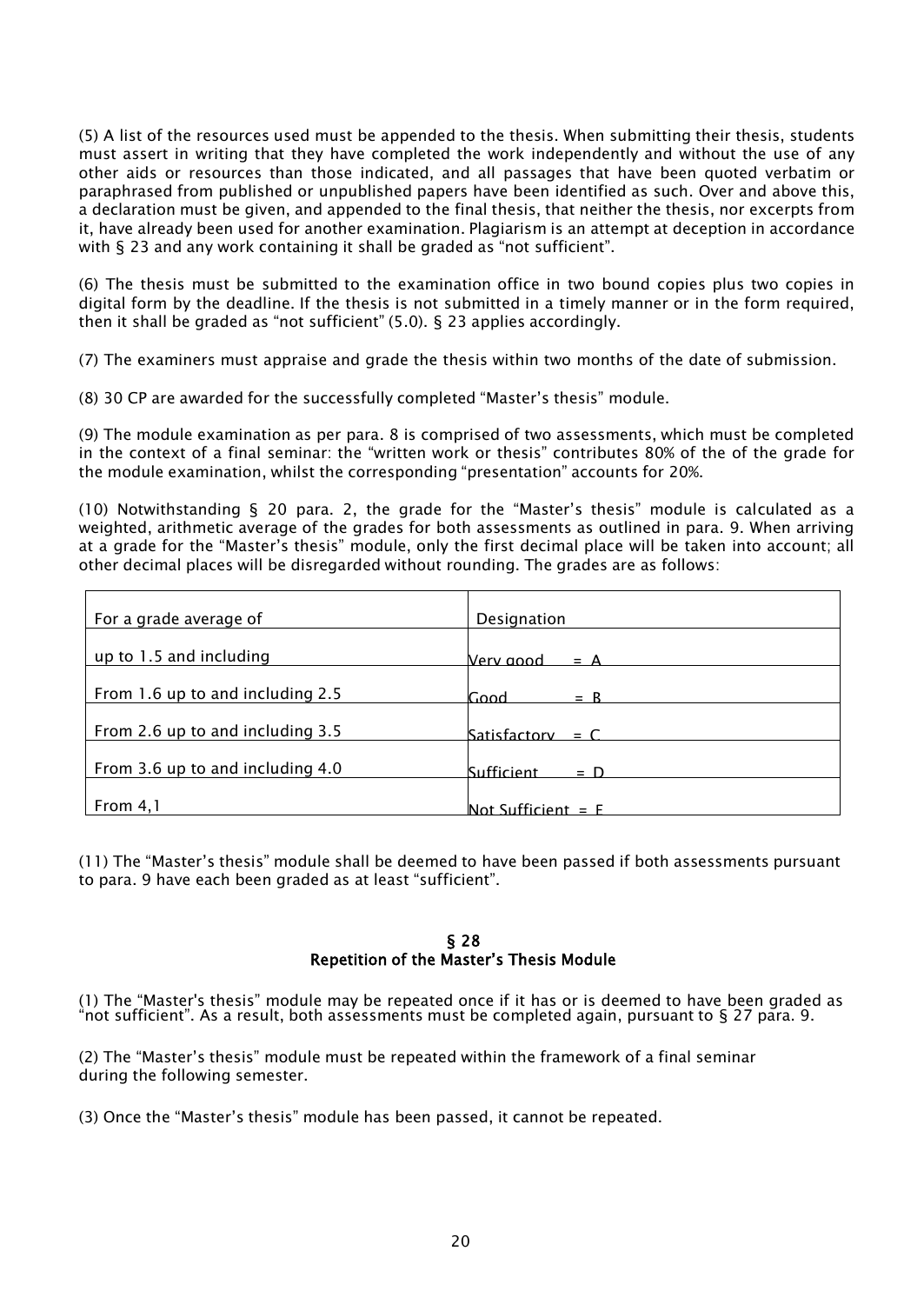(5) A list of the resources used must be appended to the thesis. When submitting their thesis, students must assert in writing that they have completed the work independently and without the use of any other aids or resources than those indicated, and all passages that have been quoted verbatim or paraphrased from published or unpublished papers have been identified as such. Over and above this, a declaration must be given, and appended to the final thesis, that neither the thesis, nor excerpts from it, have already been used for another examination. Plagiarism is an attempt at deception in accordance with § 23 and any work containing it shall be graded as "not sufficient".

(6) The thesis must be submitted to the examination office in two bound copies plus two copies in digital form by the deadline. If the thesis is not submitted in a timely manner or in the form required, then it shall be graded as "not sufficient" (5.0). § 23 applies accordingly.

(7) The examiners must appraise and grade the thesis within two months of the date of submission.

(8) 30 CP are awarded for the successfully completed "Master's thesis" module.

(9) The module examination as per para. 8 is comprised of two assessments, which must be completed in the context of a final seminar: the "written work or thesis" contributes 80% of the of the grade for the module examination, whilst the corresponding "presentation" accounts for 20%.

(10) Notwithstanding § 20 para. 2, the grade for the "Master's thesis" module is calculated as a weighted, arithmetic average of the grades for both assessments as outlined in para. 9. When arriving at a grade for the "Master's thesis" module, only the first decimal place will be taken into account; all other decimal places will be disregarded without rounding. The grades are as follows:

| For a grade average of | Designation |
|---|---|
| up to 1.5 and including | Very good = A |
| From 1.6 up to and including 2.5 | Good = B |
| From 2.6 up to and including 3.5 | Satisfactory = C |
| From 3.6 up to and including 4.0 | Sufficient = D |
| From 4,1 | Not Sufficient = F |

(11) The "Master's thesis" module shall be deemed to have been passed if both assessments pursuant to para. 9 have each been graded as at least "sufficient".

## § 28
## Repetition of the Master's Thesis Module

(1) The "Master's thesis" module may be repeated once if it has or is deemed to have been graded as "not sufficient". As a result, both assessments must be completed again, pursuant to § 27 para. 9.

(2) The "Master's thesis" module must be repeated within the framework of a final seminar during the following semester.

(3) Once the "Master's thesis" module has been passed, it cannot be repeated.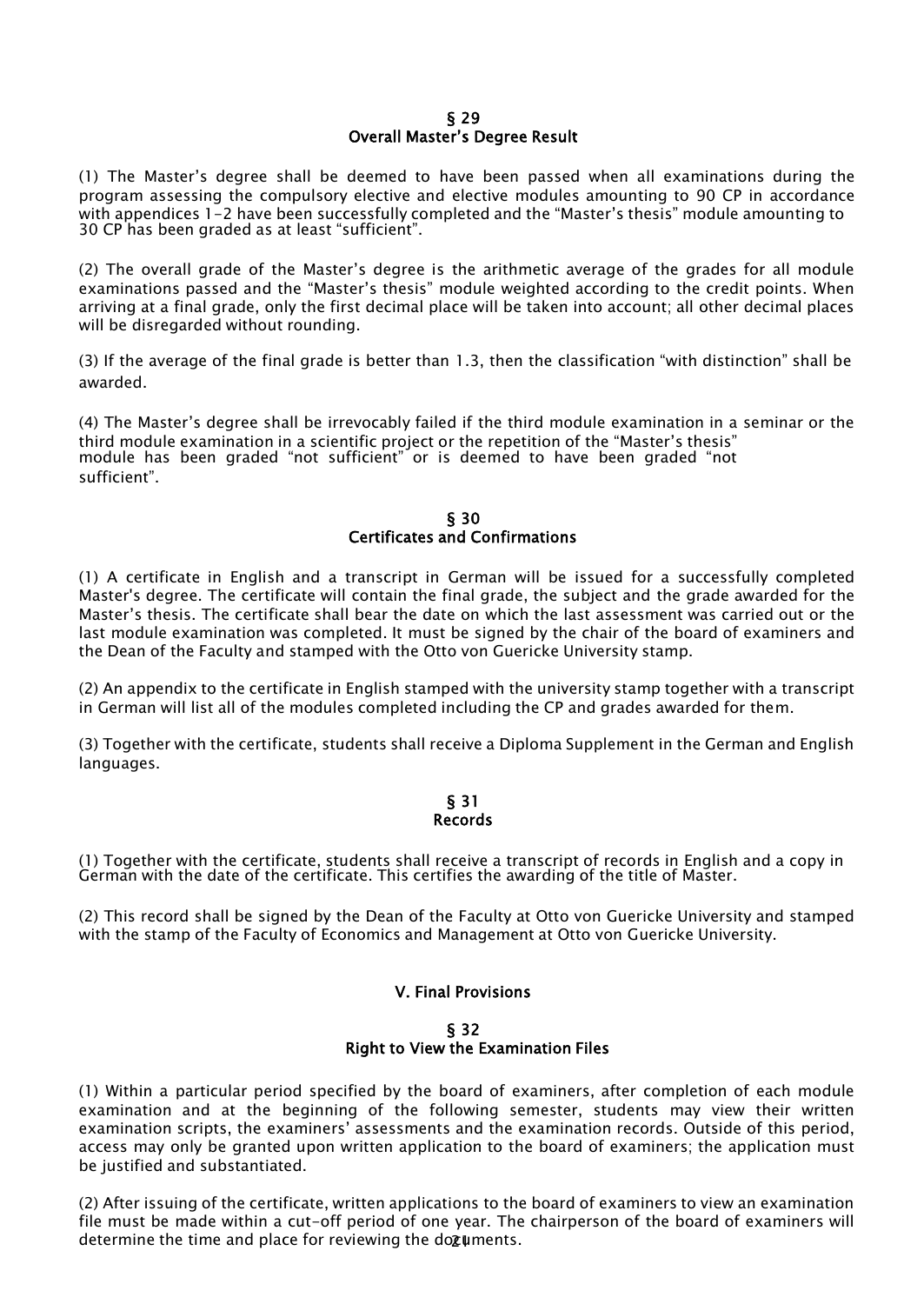## § 29
## Overall Master's Degree Result

(1) The Master's degree shall be deemed to have been passed when all examinations during the program assessing the compulsory elective and elective modules amounting to 90 CP in accordance with appendices 1-2 have been successfully completed and the "Master's thesis" module amounting to 30 CP has been graded as at least "sufficient".

(2) The overall grade of the Master's degree is the arithmetic average of the grades for all module examinations passed and the "Master's thesis" module weighted according to the credit points. When arriving at a final grade, only the first decimal place will be taken into account; all other decimal places will be disregarded without rounding.

(3) If the average of the final grade is better than 1.3, then the classification "with distinction" shall be awarded.

(4) The Master's degree shall be irrevocably failed if the third module examination in a seminar or the third module examination in a scientific project or the repetition of the "Master's thesis" module has been graded "not sufficient" or is deemed to have been graded "not sufficient".

## § 30
## Certificates and Confirmations

(1) A certificate in English and a transcript in German will be issued for a successfully completed Master's degree. The certificate will contain the final grade, the subject and the grade awarded for the Master's thesis. The certificate shall bear the date on which the last assessment was carried out or the last module examination was completed. It must be signed by the chair of the board of examiners and the Dean of the Faculty and stamped with the Otto von Guericke University stamp.

(2) An appendix to the certificate in English stamped with the university stamp together with a transcript in German will list all of the modules completed including the CP and grades awarded for them.

(3) Together with the certificate, students shall receive a Diploma Supplement in the German and English languages.

## § 31
## Records

(1) Together with the certificate, students shall receive a transcript of records in English and a copy in German with the date of the certificate. This certifies the awarding of the title of Master.

(2) This record shall be signed by the Dean of the Faculty at Otto von Guericke University and stamped with the stamp of the Faculty of Economics and Management at Otto von Guericke University.

# V. Final Provisions

## § 32
## Right to View the Examination Files

(1) Within a particular period specified by the board of examiners, after completion of each module examination and at the beginning of the following semester, students may view their written examination scripts, the examiners' assessments and the examination records. Outside of this period, access may only be granted upon written application to the board of examiners; the application must be justified and substantiated.

(2) After issuing of the certificate, written applications to the board of examiners to view an examination file must be made within a cut-off period of one year. The chairperson of the board of examiners will determine the time and place for reviewing the documents.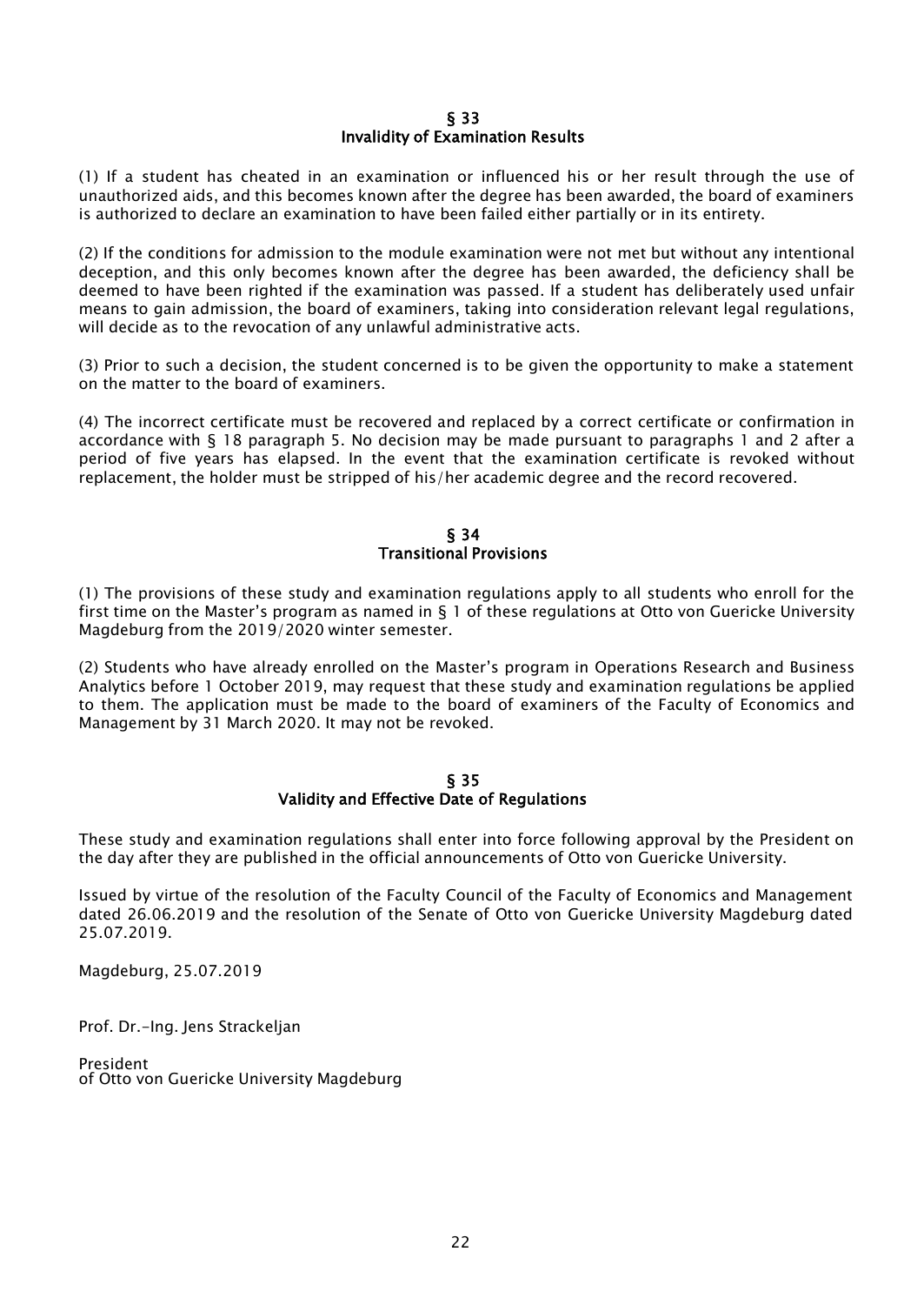## § 33
## Invalidity of Examination Results

(1) If a student has cheated in an examination or influenced his or her result through the use of unauthorized aids, and this becomes known after the degree has been awarded, the board of examiners is authorized to declare an examination to have been failed either partially or in its entirety.

(2) If the conditions for admission to the module examination were not met but without any intentional deception, and this only becomes known after the degree has been awarded, the deficiency shall be deemed to have been righted if the examination was passed. If a student has deliberately used unfair means to gain admission, the board of examiners, taking into consideration relevant legal regulations, will decide as to the revocation of any unlawful administrative acts.

(3) Prior to such a decision, the student concerned is to be given the opportunity to make a statement on the matter to the board of examiners.

(4) The incorrect certificate must be recovered and replaced by a correct certificate or confirmation in accordance with § 18 paragraph 5. No decision may be made pursuant to paragraphs 1 and 2 after a period of five years has elapsed. In the event that the examination certificate is revoked without replacement, the holder must be stripped of his/her academic degree and the record recovered.

## § 34
## Transitional Provisions

(1) The provisions of these study and examination regulations apply to all students who enroll for the first time on the Master's program as named in § 1 of these regulations at Otto von Guericke University Magdeburg from the 2019/2020 winter semester.

(2) Students who have already enrolled on the Master's program in Operations Research and Business Analytics before 1 October 2019, may request that these study and examination regulations be applied to them. The application must be made to the board of examiners of the Faculty of Economics and Management by 31 March 2020. It may not be revoked.

## § 35
## Validity and Effective Date of Regulations

These study and examination regulations shall enter into force following approval by the President on the day after they are published in the official announcements of Otto von Guericke University.

Issued by virtue of the resolution of the Faculty Council of the Faculty of Economics and Management dated 26.06.2019 and the resolution of the Senate of Otto von Guericke University Magdeburg dated 25.07.2019.

Magdeburg, 25.07.2019

Prof. Dr.-Ing. Jens Strackeljan

President
of Otto von Guericke University Magdeburg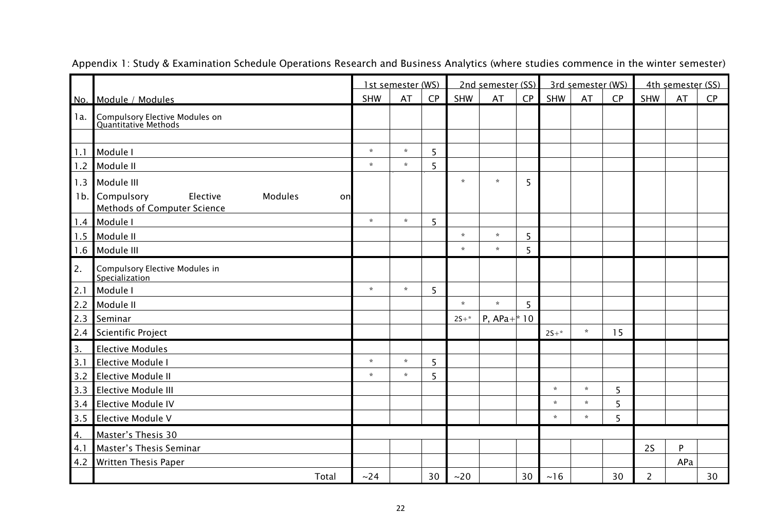Appendix 1: Study & Examination Schedule Operations Research and Business Analytics (where studies commence in the winter semester)

| | | 1st semester (WS) | | | 2nd semester (SS) | | | 3rd semester (WS) | | | 4th semester (SS) | | |
|---|---|---|---|---|---|---|---|---|---|---|---|---|---|
| No. | Module / Modules | SHW | AT | CP | SHW | AT | CP | SHW | AT | CP | SHW | AT | CP |
| 1a. | Compulsory Elective Modules on Quantitative Methods | | | | | | | | | | | | |
| | | | | | | | | | | | | | |
| 1.1 | Module I | * | * | 5 | | | | | | | | | |
| 1.2 | Module II | * | * | 5 | | | | | | | | | |
| 1.3 | Module III | | | | * | * | 5 | | | | | | |
| 1b. | Compulsory Elective Modules on Methods of Computer Science | | | | | | | | | | | | |
| 1.4 | Module I | * | * | 5 | | | | | | | | | |
| 1.5 | Module II | | | | * | * | 5 | | | | | | |
| 1.6 | Module III | | | | * | * | 5 | | | | | | |
| 2. | Compulsory Elective Modules in Specialization | | | | | | | | | | | | |
| 2.1 | Module I | * | * | 5 | | | | | | | | | |
| 2.2 | Module II | | | | * | * | 5 | | | | | | |
| 2.3 | Seminar | | | | 2S+* | P, APa+* | 10 | | | | | | |
| 2.4 | Scientific Project | | | | | | | 2S+* | * | 15 | | | |
| 3. | Elective Modules | | | | | | | | | | | | |
| 3.1 | Elective Module I | * | * | 5 | | | | | | | | | |
| 3.2 | Elective Module II | * | * | 5 | | | | | | | | | |
| 3.3 | Elective Module III | | | | | | | * | * | 5 | | | |
| 3.4 | Elective Module IV | | | | | | | * | * | 5 | | | |
| 3.5 | Elective Module V | | | | | | | * | * | 5 | | | |
| 4. | Master's Thesis 30 | | | | | | | | | | | | |
| 4.1 | Master's Thesis Seminar | | | | | | | | | | 2S | P | |
| 4.2 | Written Thesis Paper | | | | | | | | | | | APa | |
| | Total | ~24 | | 30 | ~20 | | 30 | ~16 | | 30 | 2 | | 30 |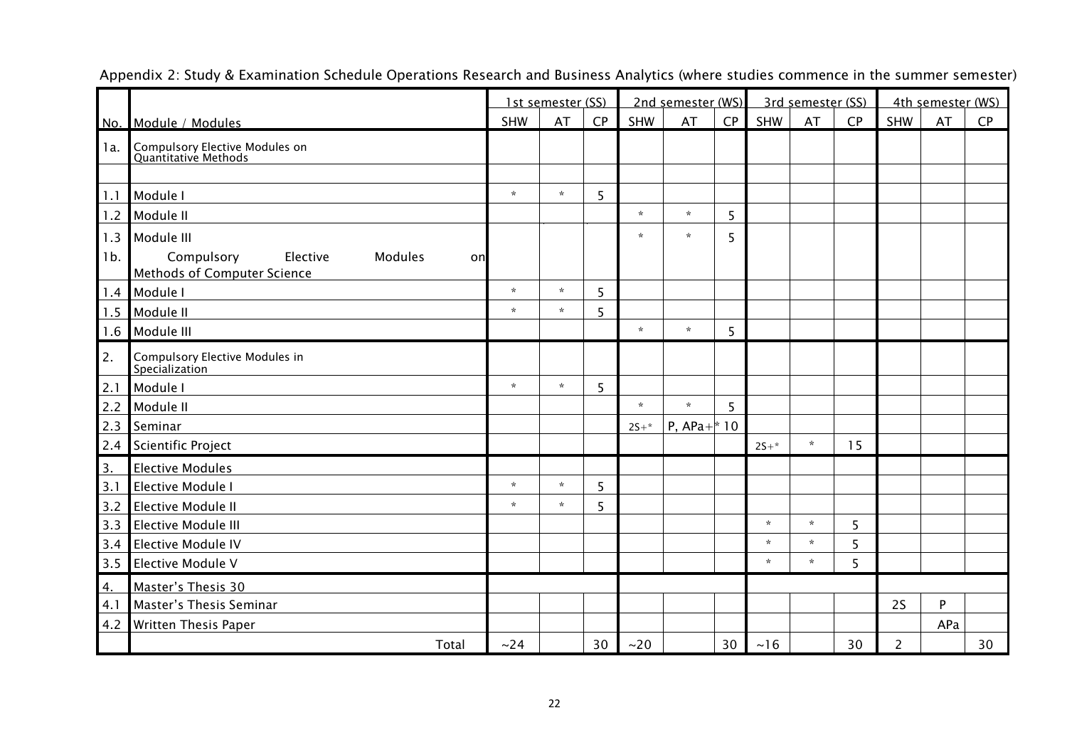Appendix 2: Study & Examination Schedule Operations Research and Business Analytics (where studies commence in the summer semester)

| | | 1st semester (SS) | | | 2nd semester (WS) | | | 3rd semester (SS) | | | 4th semester (WS) | | |
|---|---|---|---|---|---|---|---|---|---|---|---|---|---|
| No. | Module / Modules | SHW | AT | CP | SHW | AT | CP | SHW | AT | CP | SHW | AT | CP |
| 1a. | Compulsory Elective Modules on Quantitative Methods | | | | | | | | | | | | |
| | | | | | | | | | | | | | |
| 1.1 | Module I | * | * | 5 | | | | | | | | | |
| 1.2 | Module II | | | | * | * | 5 | | | | | | |
| 1.3 | Module III | | | | * | * | 5 | | | | | | |
| 1b. | Compulsory Elective Modules on Methods of Computer Science | | | | | | | | | | | | |
| 1.4 | Module I | * | * | 5 | | | | | | | | | |
| 1.5 | Module II | * | * | 5 | | | | | | | | | |
| 1.6 | Module III | | | | * | * | 5 | | | | | | |
| 2. | Compulsory Elective Modules in Specialization | | | | | | | | | | | | |
| 2.1 | Module I | * | * | 5 | | | | | | | | | |
| 2.2 | Module II | | | | * | * | 5 | | | | | | |
| 2.3 | Seminar | | | | 2S+* | P, APa+* | 10 | | | | | | |
| 2.4 | Scientific Project | | | | | | | 2S+* | * | 15 | | | |
| 3. | Elective Modules | | | | | | | | | | | | |
| 3.1 | Elective Module I | * | * | 5 | | | | | | | | | |
| 3.2 | Elective Module II | * | * | 5 | | | | | | | | | |
| 3.3 | Elective Module III | | | | | | | * | * | 5 | | | |
| 3.4 | Elective Module IV | | | | | | | * | * | 5 | | | |
| 3.5 | Elective Module V | | | | | | | * | * | 5 | | | |
| 4. | Master's Thesis 30 | | | | | | | | | | | | |
| 4.1 | Master's Thesis Seminar | | | | | | | | | | 2S | P | |
| 4.2 | Written Thesis Paper | | | | | | | | | | | APa | |
| | Total | ~24 | | 30 | ~20 | | 30 | ~16 | | 30 | 2 | | 30 |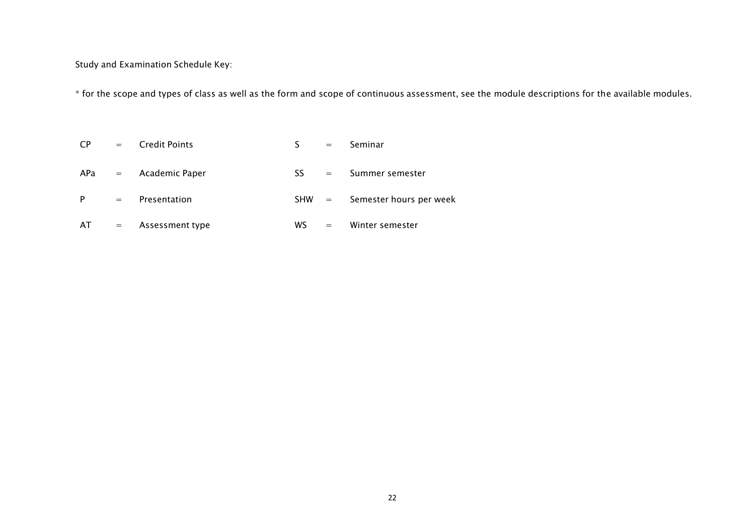Study and Examination Schedule Key:

* for the scope and types of class as well as the form and scope of continuous assessment, see the module descriptions for the available modules.

| | | | | | |
|---|---|---|---|---|---|
| CP | = | Credit Points | S | = | Seminar |
| APa | = | Academic Paper | SS | = | Summer semester |
| P | = | Presentation | SHW | = | Semester hours per week |
| AT | = | Assessment type | WS | = | Winter semester |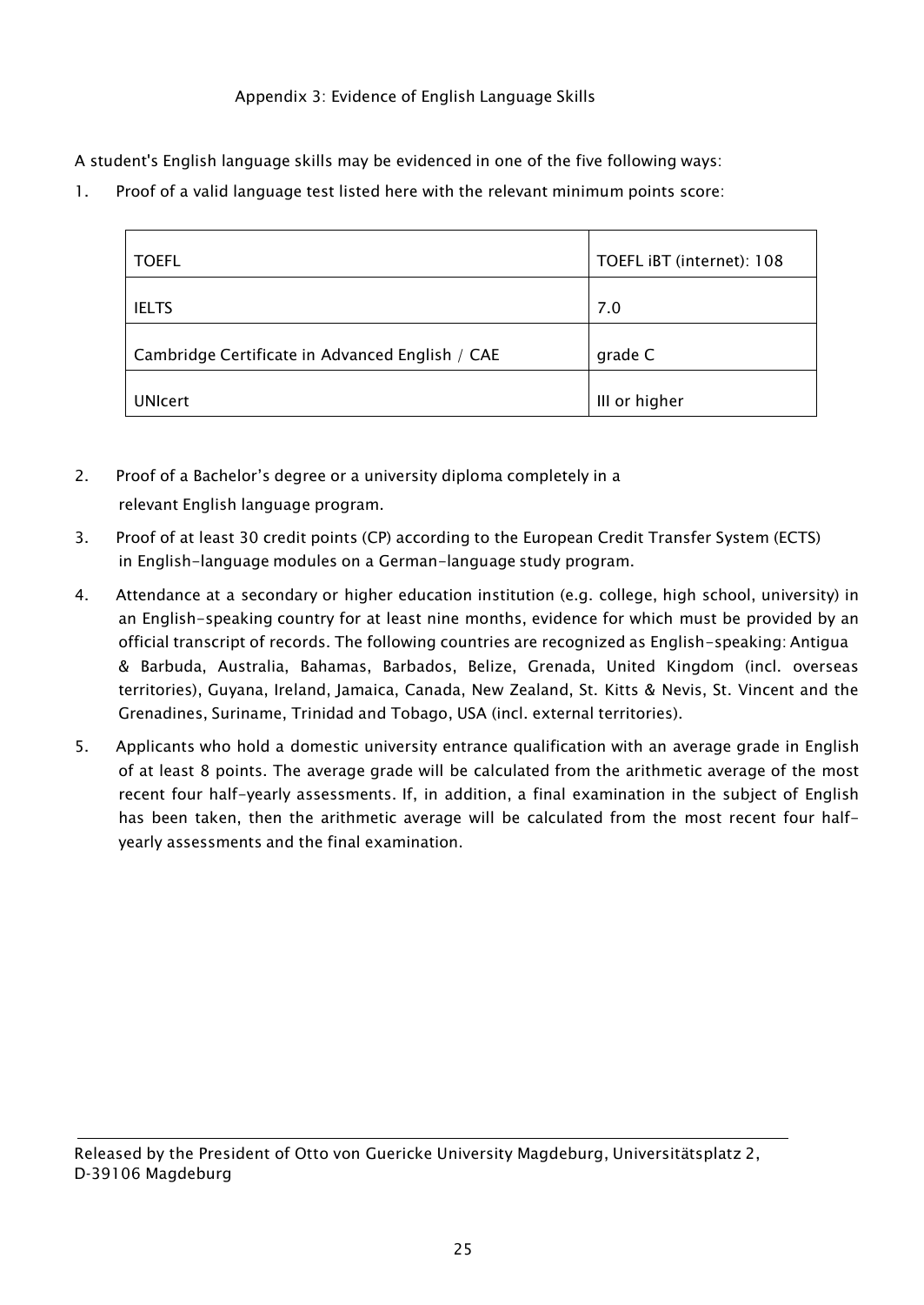## Appendix 3: Evidence of English Language Skills

A student's English language skills may be evidenced in one of the five following ways:

1. Proof of a valid language test listed here with the relevant minimum points score:

| | |
|---|---|
| TOEFL | TOEFL iBT (internet): 108 |
| IELTS | 7.0 |
| Cambridge Certificate in Advanced English / CAE | grade C |
| UNIcert | III or higher |

2. Proof of a Bachelor's degree or a university diploma completely in a relevant English language program.

3. Proof of at least 30 credit points (CP) according to the European Credit Transfer System (ECTS) in English-language modules on a German-language study program.

4. Attendance at a secondary or higher education institution (e.g. college, high school, university) in an English-speaking country for at least nine months, evidence for which must be provided by an official transcript of records. The following countries are recognized as English-speaking: Antigua & Barbuda, Australia, Bahamas, Barbados, Belize, Grenada, United Kingdom (incl. overseas territories), Guyana, Ireland, Jamaica, Canada, New Zealand, St. Kitts & Nevis, St. Vincent and the Grenadines, Suriname, Trinidad and Tobago, USA (incl. external territories).

5. Applicants who hold a domestic university entrance qualification with an average grade in English of at least 8 points. The average grade will be calculated from the arithmetic average of the most recent four half-yearly assessments. If, in addition, a final examination in the subject of English has been taken, then the arithmetic average will be calculated from the most recent four half-yearly assessments and the final examination.

---

Released by the President of Otto von Guericke University Magdeburg, Universitätsplatz 2, D-39106 Magdeburg